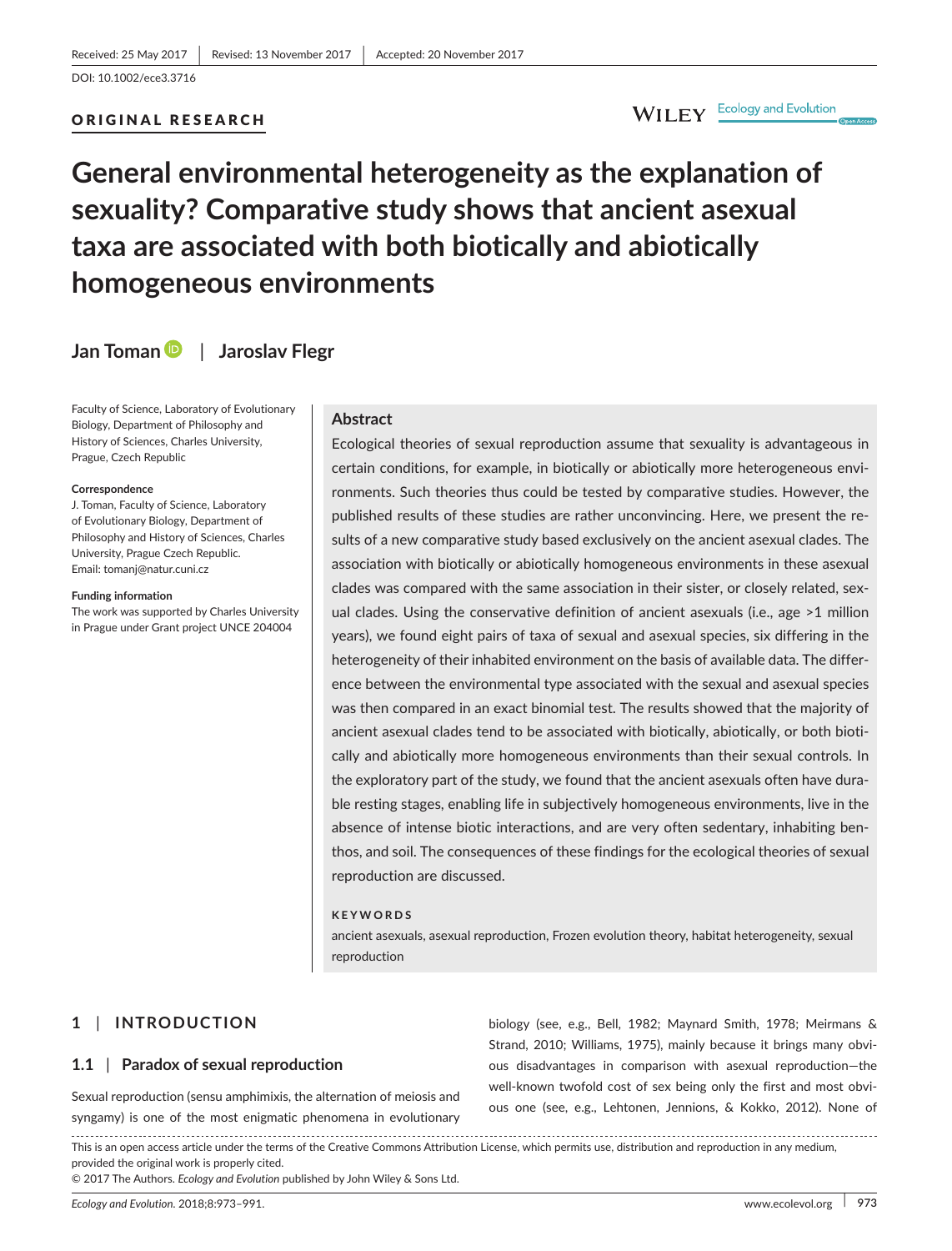Received: 25 May 2017 | Revised: 13 November 2017 | Accepted: 20 November 2017

DOI: 10.1002/ece3.3716

ORIGINAL RESEARCH

# General environmental heterogeneity as the explanation of sexuality? Comparative study shows that ancient asexual taxa are associated with both biotically and abiotically homogeneous environments

**Jan Toman** | **Jaroslav Flegr**

Faculty of Science, Laboratory of Evolutionary Biology, Department of Philosophy and History of Sciences, Charles University, Prague, Czech Republic

**Correspondence**
J. Toman, Faculty of Science, Laboratory of Evolutionary Biology, Department of Philosophy and History of Sciences, Charles University, Prague Czech Republic.
Email: tomanj@natur.cuni.cz

**Funding information**
The work was supported by Charles University in Prague under Grant project UNCE 204004

## Abstract

Ecological theories of sexual reproduction assume that sexuality is advantageous in certain conditions, for example, in biotically or abiotically more heterogeneous environments. Such theories thus could be tested by comparative studies. However, the published results of these studies are rather unconvincing. Here, we present the results of a new comparative study based exclusively on the ancient asexual clades. The association with biotically or abiotically homogeneous environments in these asexual clades was compared with the same association in their sister, or closely related, sexual clades. Using the conservative definition of ancient asexuals (i.e., age >1 million years), we found eight pairs of taxa of sexual and asexual species, six differing in the heterogeneity of their inhabited environment on the basis of available data. The difference between the environmental type associated with the sexual and asexual species was then compared in an exact binomial test. The results showed that the majority of ancient asexual clades tend to be associated with biotically, abiotically, or both biotically and abiotically more homogeneous environments than their sexual controls. In the exploratory part of the study, we found that the ancient asexuals often have durable resting stages, enabling life in subjectively homogeneous environments, live in the absence of intense biotic interactions, and are very often sedentary, inhabiting benthos, and soil. The consequences of these findings for the ecological theories of sexual reproduction are discussed.

**KEYWORDS**

ancient asexuals, asexual reproduction, Frozen evolution theory, habitat heterogeneity, sexual reproduction

## 1 | INTRODUCTION

### 1.1 | Paradox of sexual reproduction

Sexual reproduction (sensu amphimixis, the alternation of meiosis and syngamy) is one of the most enigmatic phenomena in evolutionary biology (see, e.g., Bell, 1982; Maynard Smith, 1978; Meirmans & Strand, 2010; Williams, 1975), mainly because it brings many obvious disadvantages in comparison with asexual reproduction—the well-known twofold cost of sex being only the first and most obvious one (see, e.g., Lehtonen, Jennions, & Kokko, 2012). None of

This is an open access article under the terms of the Creative Commons Attribution License, which permits use, distribution and reproduction in any medium, provided the original work is properly cited.
© 2017 The Authors. *Ecology and Evolution* published by John Wiley & Sons Ltd.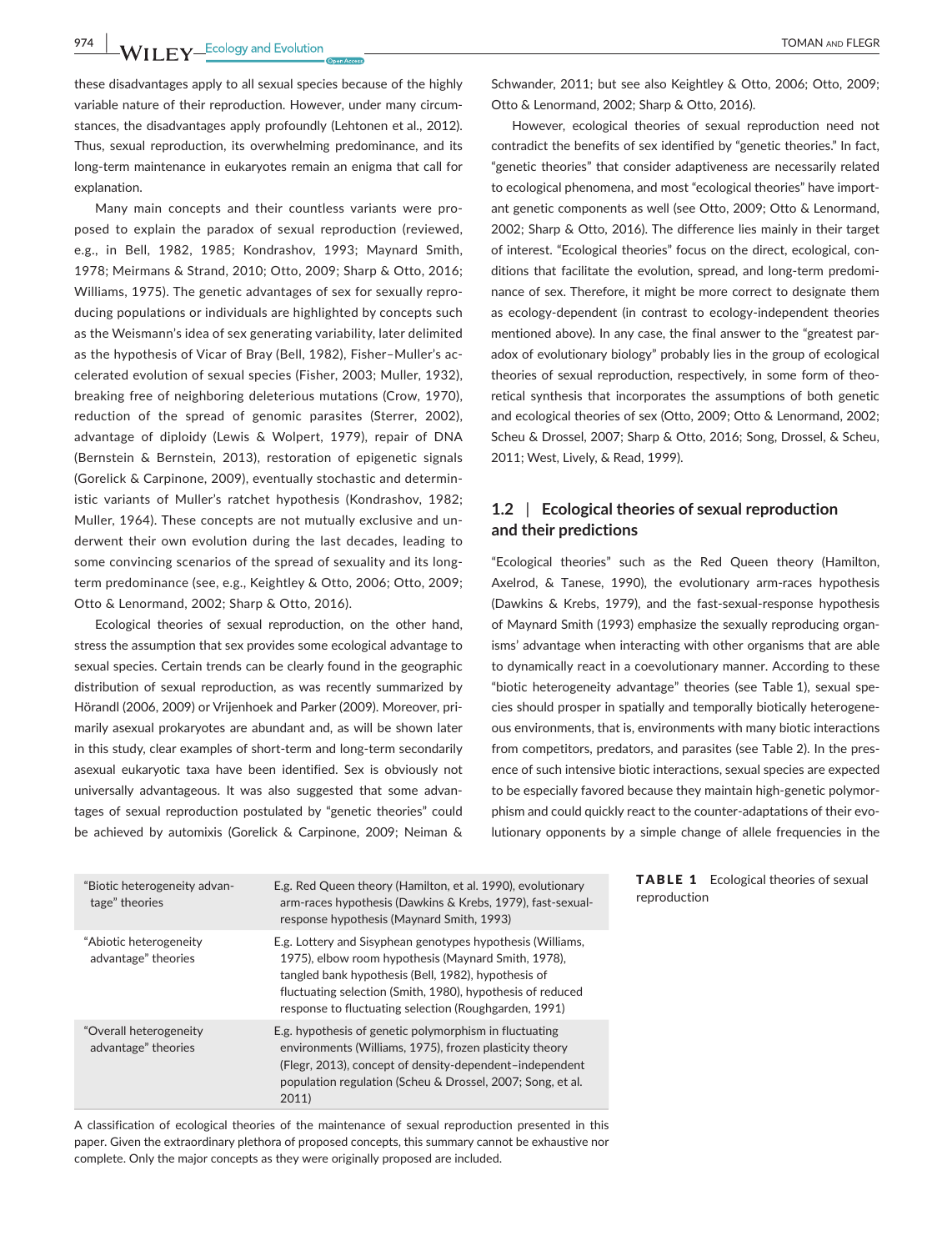these disadvantages apply to all sexual species because of the highly variable nature of their reproduction. However, under many circumstances, the disadvantages apply profoundly (Lehtonen et al., 2012). Thus, sexual reproduction, its overwhelming predominance, and its long-term maintenance in eukaryotes remain an enigma that call for explanation.

Many main concepts and their countless variants were proposed to explain the paradox of sexual reproduction (reviewed, e.g., in Bell, 1982, 1985; Kondrashov, 1993; Maynard Smith, 1978; Meirmans & Strand, 2010; Otto, 2009; Sharp & Otto, 2016; Williams, 1975). The genetic advantages of sex for sexually reproducing populations or individuals are highlighted by concepts such as the Weismann's idea of sex generating variability, later delimited as the hypothesis of Vicar of Bray (Bell, 1982), Fisher–Muller's accelerated evolution of sexual species (Fisher, 2003; Muller, 1932), breaking free of neighboring deleterious mutations (Crow, 1970), reduction of the spread of genomic parasites (Sterrer, 2002), advantage of diploidy (Lewis & Wolpert, 1979), repair of DNA (Bernstein & Bernstein, 2013), restoration of epigenetic signals (Gorelick & Carpinone, 2009), eventually stochastic and deterministic variants of Muller's ratchet hypothesis (Kondrashov, 1982; Muller, 1964). These concepts are not mutually exclusive and underwent their own evolution during the last decades, leading to some convincing scenarios of the spread of sexuality and its long-term predominance (see, e.g., Keightley & Otto, 2006; Otto, 2009; Otto & Lenormand, 2002; Sharp & Otto, 2016).

Ecological theories of sexual reproduction, on the other hand, stress the assumption that sex provides some ecological advantage to sexual species. Certain trends can be clearly found in the geographic distribution of sexual reproduction, as was recently summarized by Hörandl (2006, 2009) or Vrijenhoek and Parker (2009). Moreover, primarily asexual prokaryotes are abundant and, as will be shown later in this study, clear examples of short-term and long-term secondarily asexual eukaryotic taxa have been identified. Sex is obviously not universally advantageous. It was also suggested that some advantages of sexual reproduction postulated by "genetic theories" could be achieved by automixis (Gorelick & Carpinone, 2009; Neiman & Schwander, 2011; but see also Keightley & Otto, 2006; Otto, 2009; Otto & Lenormand, 2002; Sharp & Otto, 2016).

However, ecological theories of sexual reproduction need not contradict the benefits of sex identified by "genetic theories." In fact, "genetic theories" that consider adaptiveness are necessarily related to ecological phenomena, and most "ecological theories" have important genetic components as well (see Otto, 2009; Otto & Lenormand, 2002; Sharp & Otto, 2016). The difference lies mainly in their target of interest. "Ecological theories" focus on the direct, ecological, conditions that facilitate the evolution, spread, and long-term predominance of sex. Therefore, it might be more correct to designate them as ecology-dependent (in contrast to ecology-independent theories mentioned above). In any case, the final answer to the "greatest paradox of evolutionary biology" probably lies in the group of ecological theories of sexual reproduction, respectively, in some form of theoretical synthesis that incorporates the assumptions of both genetic and ecological theories of sex (Otto, 2009; Otto & Lenormand, 2002; Scheu & Drossel, 2007; Sharp & Otto, 2016; Song, Drossel, & Scheu, 2011; West, Lively, & Read, 1999).

## 1.2 | Ecological theories of sexual reproduction and their predictions

"Ecological theories" such as the Red Queen theory (Hamilton, Axelrod, & Tanese, 1990), the evolutionary arm-races hypothesis (Dawkins & Krebs, 1979), and the fast-sexual-response hypothesis of Maynard Smith (1993) emphasize the sexually reproducing organisms' advantage when interacting with other organisms that are able to dynamically react in a coevolutionary manner. According to these "biotic heterogeneity advantage" theories (see Table 1), sexual species should prosper in spatially and temporally biotically heterogeneous environments, that is, environments with many biotic interactions from competitors, predators, and parasites (see Table 2). In the presence of such intensive biotic interactions, sexual species are expected to be especially favored because they maintain high-genetic polymorphism and could quickly react to the counter-adaptations of their evolutionary opponents by a simple change of allele frequencies in the

**TABLE 1** Ecological theories of sexual reproduction

| | |
|---|---|
| "Biotic heterogeneity advantage" theories | E.g. Red Queen theory (Hamilton, et al. 1990), evolutionary arm-races hypothesis (Dawkins & Krebs, 1979), fast-sexual-response hypothesis (Maynard Smith, 1993) |
| "Abiotic heterogeneity advantage" theories | E.g. Lottery and Sisyphean genotypes hypothesis (Williams, 1975), elbow room hypothesis (Maynard Smith, 1978), tangled bank hypothesis (Bell, 1982), hypothesis of fluctuating selection (Smith, 1980), hypothesis of reduced response to fluctuating selection (Roughgarden, 1991) |
| "Overall heterogeneity advantage" theories | E.g. hypothesis of genetic polymorphism in fluctuating environments (Williams, 1975), frozen plasticity theory (Flegr, 2013), concept of density-dependent–independent population regulation (Scheu & Drossel, 2007; Song, et al. 2011) |

A classification of ecological theories of the maintenance of sexual reproduction presented in this paper. Given the extraordinary plethora of proposed concepts, this summary cannot be exhaustive nor complete. Only the major concepts as they were originally proposed are included.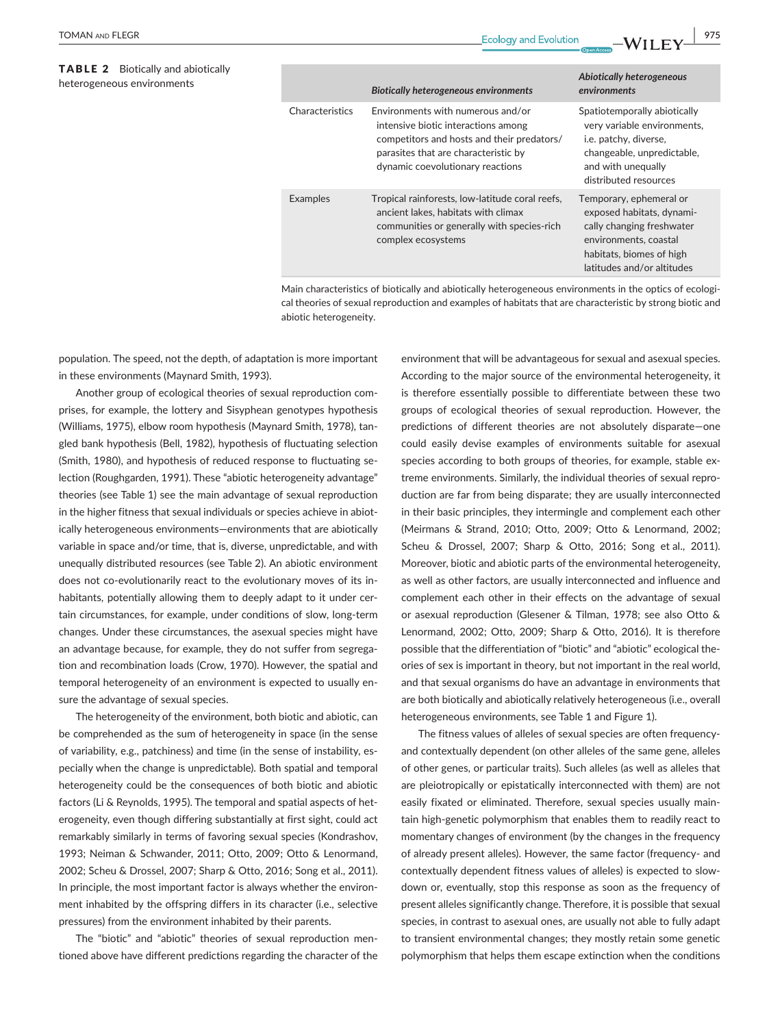**TABLE 2** Biotically and abiotically heterogeneous environments

| | *Biotically heterogeneous environments* | *Abiotically heterogeneous environments* |
|---|---|---|
| Characteristics | Environments with numerous and/or intensive biotic interactions among competitors and hosts and their predators/parasites that are characteristic by dynamic coevolutionary reactions | Spatiotemporally abiotically very variable environments, i.e. patchy, diverse, changeable, unpredictable, and with unequally distributed resources |
| Examples | Tropical rainforests, low-latitude coral reefs, ancient lakes, habitats with climax communities or generally with species-rich complex ecosystems | Temporary, ephemeral or exposed habitats, dynamically changing freshwater environments, coastal habitats, biomes of high latitudes and/or altitudes |

Main characteristics of biotically and abiotically heterogeneous environments in the optics of ecological theories of sexual reproduction and examples of habitats that are characteristic by strong biotic and abiotic heterogeneity.

population. The speed, not the depth, of adaptation is more important in these environments (Maynard Smith, 1993).

Another group of ecological theories of sexual reproduction comprises, for example, the lottery and Sisyphean genotypes hypothesis (Williams, 1975), elbow room hypothesis (Maynard Smith, 1978), tangled bank hypothesis (Bell, 1982), hypothesis of fluctuating selection (Smith, 1980), and hypothesis of reduced response to fluctuating selection (Roughgarden, 1991). These "abiotic heterogeneity advantage" theories (see Table 1) see the main advantage of sexual reproduction in the higher fitness that sexual individuals or species achieve in abiotically heterogeneous environments—environments that are abiotically variable in space and/or time, that is, diverse, unpredictable, and with unequally distributed resources (see Table 2). An abiotic environment does not co-evolutionarily react to the evolutionary moves of its inhabitants, potentially allowing them to deeply adapt to it under certain circumstances, for example, under conditions of slow, long-term changes. Under these circumstances, the asexual species might have an advantage because, for example, they do not suffer from segregation and recombination loads (Crow, 1970). However, the spatial and temporal heterogeneity of an environment is expected to usually ensure the advantage of sexual species.

The heterogeneity of the environment, both biotic and abiotic, can be comprehended as the sum of heterogeneity in space (in the sense of variability, e.g., patchiness) and time (in the sense of instability, especially when the change is unpredictable). Both spatial and temporal heterogeneity could be the consequences of both biotic and abiotic factors (Li & Reynolds, 1995). The temporal and spatial aspects of heterogeneity, even though differing substantially at first sight, could act remarkably similarly in terms of favoring sexual species (Kondrashov, 1993; Neiman & Schwander, 2011; Otto, 2009; Otto & Lenormand, 2002; Scheu & Drossel, 2007; Sharp & Otto, 2016; Song et al., 2011). In principle, the most important factor is always whether the environment inhabited by the offspring differs in its character (i.e., selective pressures) from the environment inhabited by their parents.

The "biotic" and "abiotic" theories of sexual reproduction mentioned above have different predictions regarding the character of the environment that will be advantageous for sexual and asexual species. According to the major source of the environmental heterogeneity, it is therefore essentially possible to differentiate between these two groups of ecological theories of sexual reproduction. However, the predictions of different theories are not absolutely disparate—one could easily devise examples of environments suitable for asexual species according to both groups of theories, for example, stable extreme environments. Similarly, the individual theories of sexual reproduction are far from being disparate; they are usually interconnected in their basic principles, they intermingle and complement each other (Meirmans & Strand, 2010; Otto, 2009; Otto & Lenormand, 2002; Scheu & Drossel, 2007; Sharp & Otto, 2016; Song et al., 2011). Moreover, biotic and abiotic parts of the environmental heterogeneity, as well as other factors, are usually interconnected and influence and complement each other in their effects on the advantage of sexual or asexual reproduction (Glesener & Tilman, 1978; see also Otto & Lenormand, 2002; Otto, 2009; Sharp & Otto, 2016). It is therefore possible that the differentiation of "biotic" and "abiotic" ecological theories of sex is important in theory, but not important in the real world, and that sexual organisms do have an advantage in environments that are both biotically and abiotically relatively heterogeneous (i.e., overall heterogeneous environments, see Table 1 and Figure 1).

The fitness values of alleles of sexual species are often frequency- and contextually dependent (on other alleles of the same gene, alleles of other genes, or particular traits). Such alleles (as well as alleles that are pleiotropically or epistatically interconnected with them) are not easily fixated or eliminated. Therefore, sexual species usually maintain high-genetic polymorphism that enables them to readily react to momentary changes of environment (by the changes in the frequency of already present alleles). However, the same factor (frequency- and contextually dependent fitness values of alleles) is expected to slow-down or, eventually, stop this response as soon as the frequency of present alleles significantly change. Therefore, it is possible that sexual species, in contrast to asexual ones, are usually not able to fully adapt to transient environmental changes; they mostly retain some genetic polymorphism that helps them escape extinction when the conditions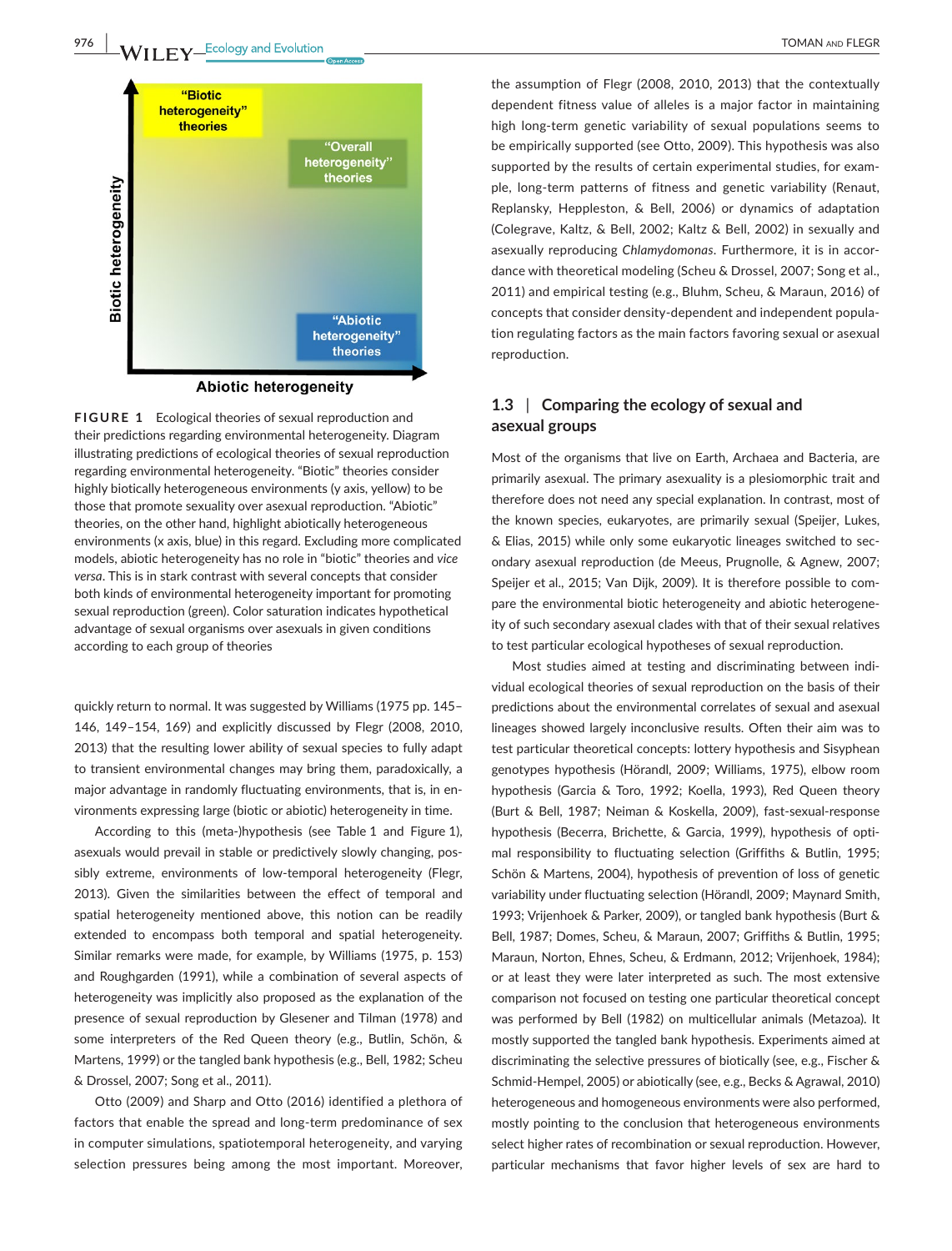**FIGURE 1** Ecological theories of sexual reproduction and their predictions regarding environmental heterogeneity. Diagram illustrating predictions of ecological theories of sexual reproduction regarding environmental heterogeneity. "Biotic" theories consider highly biotically heterogeneous environments (y axis, yellow) to be those that promote sexuality over asexual reproduction. "Abiotic" theories, on the other hand, highlight abiotically heterogeneous environments (x axis, blue) in this regard. Excluding more complicated models, abiotic heterogeneity has no role in "biotic" theories and *vice versa*. This is in stark contrast with several concepts that consider both kinds of environmental heterogeneity important for promoting sexual reproduction (green). Color saturation indicates hypothetical advantage of sexual organisms over asexuals in given conditions according to each group of theories

quickly return to normal. It was suggested by Williams (1975 pp. 145–146, 149–154, 169) and explicitly discussed by Flegr (2008, 2010, 2013) that the resulting lower ability of sexual species to fully adapt to transient environmental changes may bring them, paradoxically, a major advantage in randomly fluctuating environments, that is, in environments expressing large (biotic or abiotic) heterogeneity in time.

According to this (meta-)hypothesis (see Table 1 and Figure 1), asexuals would prevail in stable or predictively slowly changing, possibly extreme, environments of low-temporal heterogeneity (Flegr, 2013). Given the similarities between the effect of temporal and spatial heterogeneity mentioned above, this notion can be readily extended to encompass both temporal and spatial heterogeneity. Similar remarks were made, for example, by Williams (1975, p. 153) and Roughgarden (1991), while a combination of several aspects of heterogeneity was implicitly also proposed as the explanation of the presence of sexual reproduction by Glesener and Tilman (1978) and some interpreters of the Red Queen theory (e.g., Butlin, Schön, & Martens, 1999) or the tangled bank hypothesis (e.g., Bell, 1982; Scheu & Drossel, 2007; Song et al., 2011).

Otto (2009) and Sharp and Otto (2016) identified a plethora of factors that enable the spread and long-term predominance of sex in computer simulations, spatiotemporal heterogeneity, and varying selection pressures being among the most important. Moreover, the assumption of Flegr (2008, 2010, 2013) that the contextually dependent fitness value of alleles is a major factor in maintaining high long-term genetic variability of sexual populations seems to be empirically supported (see Otto, 2009). This hypothesis was also supported by the results of certain experimental studies, for example, long-term patterns of fitness and genetic variability (Renaut, Replansky, Heppleston, & Bell, 2006) or dynamics of adaptation (Colegrave, Kaltz, & Bell, 2002; Kaltz & Bell, 2002) in sexually and asexually reproducing *Chlamydomonas*. Furthermore, it is in accordance with theoretical modeling (Scheu & Drossel, 2007; Song et al., 2011) and empirical testing (e.g., Bluhm, Scheu, & Maraun, 2016) of concepts that consider density-dependent and independent population regulating factors as the main factors favoring sexual or asexual reproduction.

## 1.3 | Comparing the ecology of sexual and asexual groups

Most of the organisms that live on Earth, Archaea and Bacteria, are primarily asexual. The primary asexuality is a plesiomorphic trait and therefore does not need any special explanation. In contrast, most of the known species, eukaryotes, are primarily sexual (Speijer, Lukes, & Elias, 2015) while only some eukaryotic lineages switched to secondary asexual reproduction (de Meeus, Prugnolle, & Agnew, 2007; Speijer et al., 2015; Van Dijk, 2009). It is therefore possible to compare the environmental biotic heterogeneity and abiotic heterogeneity of such secondary asexual clades with that of their sexual relatives to test particular ecological hypotheses of sexual reproduction.

Most studies aimed at testing and discriminating between individual ecological theories of sexual reproduction on the basis of their predictions about the environmental correlates of sexual and asexual lineages showed largely inconclusive results. Often their aim was to test particular theoretical concepts: lottery hypothesis and Sisyphean genotypes hypothesis (Hörandl, 2009; Williams, 1975), elbow room hypothesis (Garcia & Toro, 1992; Koella, 1993), Red Queen theory (Burt & Bell, 1987; Neiman & Koskella, 2009), fast-sexual-response hypothesis (Becerra, Brichette, & Garcia, 1999), hypothesis of optimal responsibility to fluctuating selection (Griffiths & Butlin, 1995; Schön & Martens, 2004), hypothesis of prevention of loss of genetic variability under fluctuating selection (Hörandl, 2009; Maynard Smith, 1993; Vrijenhoek & Parker, 2009), or tangled bank hypothesis (Burt & Bell, 1987; Domes, Scheu, & Maraun, 2007; Griffiths & Butlin, 1995; Maraun, Norton, Ehnes, Scheu, & Erdmann, 2012; Vrijenhoek, 1984); or at least they were later interpreted as such. The most extensive comparison not focused on testing one particular theoretical concept was performed by Bell (1982) on multicellular animals (Metazoa). It mostly supported the tangled bank hypothesis. Experiments aimed at discriminating the selective pressures of biotically (see, e.g., Fischer & Schmid-Hempel, 2005) or abiotically (see, e.g., Becks & Agrawal, 2010) heterogeneous and homogeneous environments were also performed, mostly pointing to the conclusion that heterogeneous environments select higher rates of recombination or sexual reproduction. However, particular mechanisms that favor higher levels of sex are hard to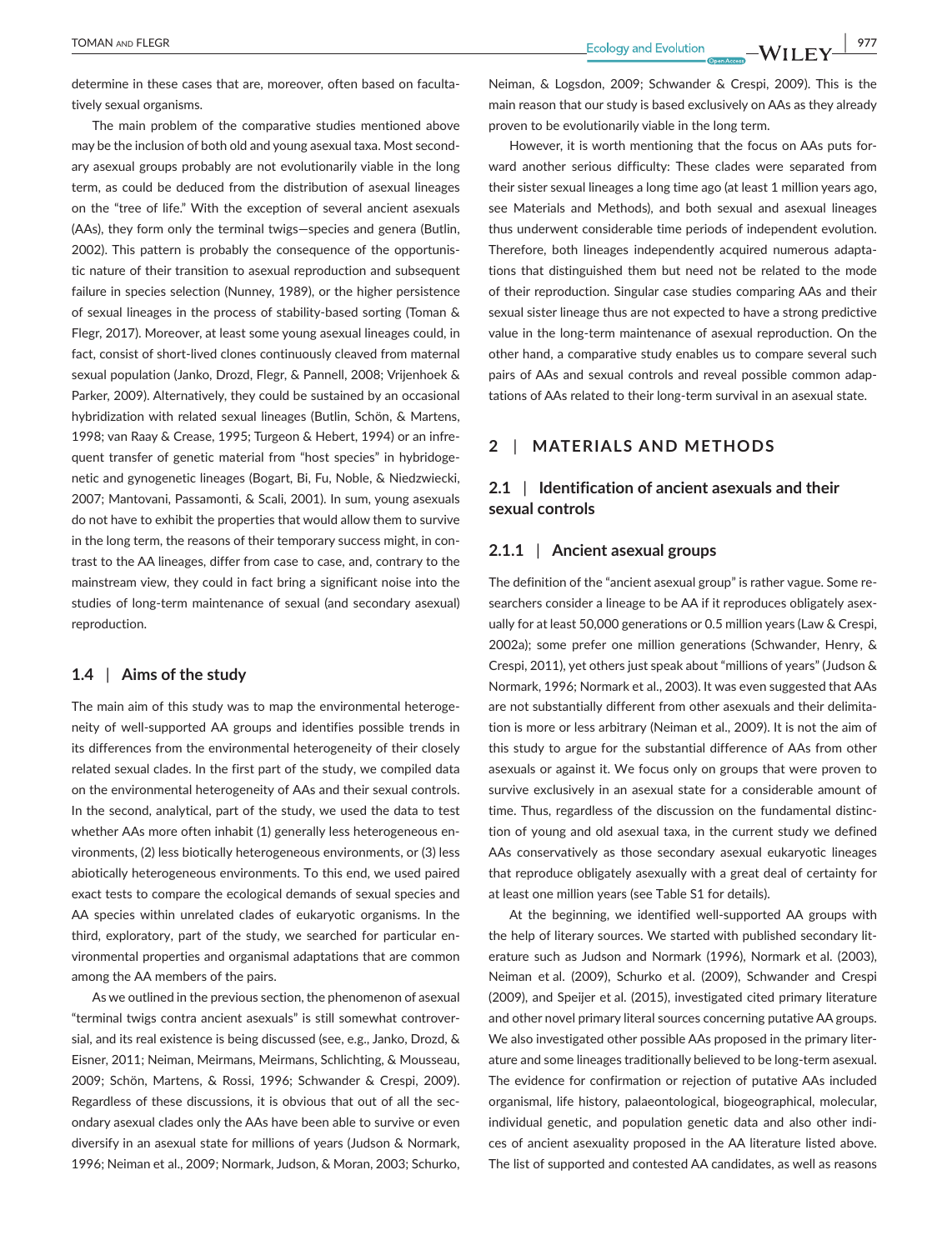determine in these cases that are, moreover, often based on facultatively sexual organisms.

The main problem of the comparative studies mentioned above may be the inclusion of both old and young asexual taxa. Most secondary asexual groups probably are not evolutionarily viable in the long term, as could be deduced from the distribution of asexual lineages on the "tree of life." With the exception of several ancient asexuals (AAs), they form only the terminal twigs—species and genera (Butlin, 2002). This pattern is probably the consequence of the opportunistic nature of their transition to asexual reproduction and subsequent failure in species selection (Nunney, 1989), or the higher persistence of sexual lineages in the process of stability-based sorting (Toman & Flegr, 2017). Moreover, at least some young asexual lineages could, in fact, consist of short-lived clones continuously cleaved from maternal sexual population (Janko, Drozd, Flegr, & Pannell, 2008; Vrijenhoek & Parker, 2009). Alternatively, they could be sustained by an occasional hybridization with related sexual lineages (Butlin, Schön, & Martens, 1998; van Raay & Crease, 1995; Turgeon & Hebert, 1994) or an infrequent transfer of genetic material from "host species" in hybridogenetic and gynogenetic lineages (Bogart, Bi, Fu, Noble, & Niedzwiecki, 2007; Mantovani, Passamonti, & Scali, 2001). In sum, young asexuals do not have to exhibit the properties that would allow them to survive in the long term, the reasons of their temporary success might, in contrast to the AA lineages, differ from case to case, and, contrary to the mainstream view, they could in fact bring a significant noise into the studies of long-term maintenance of sexual (and secondary asexual) reproduction.

### 1.4 | Aims of the study

The main aim of this study was to map the environmental heterogeneity of well-supported AA groups and identifies possible trends in its differences from the environmental heterogeneity of their closely related sexual clades. In the first part of the study, we compiled data on the environmental heterogeneity of AAs and their sexual controls. In the second, analytical, part of the study, we used the data to test whether AAs more often inhabit (1) generally less heterogeneous environments, (2) less biotically heterogeneous environments, or (3) less abiotically heterogeneous environments. To this end, we used paired exact tests to compare the ecological demands of sexual species and AA species within unrelated clades of eukaryotic organisms. In the third, exploratory, part of the study, we searched for particular environmental properties and organismal adaptations that are common among the AA members of the pairs.

As we outlined in the previous section, the phenomenon of asexual "terminal twigs contra ancient asexuals" is still somewhat controversial, and its real existence is being discussed (see, e.g., Janko, Drozd, & Eisner, 2011; Neiman, Meirmans, Meirmans, Schlichting, & Mousseau, 2009; Schön, Martens, & Rossi, 1996; Schwander & Crespi, 2009). Regardless of these discussions, it is obvious that out of all the secondary asexual clades only the AAs have been able to survive or even diversify in an asexual state for millions of years (Judson & Normark, 1996; Neiman et al., 2009; Normark, Judson, & Moran, 2003; Schurko, Neiman, & Logsdon, 2009; Schwander & Crespi, 2009). This is the main reason that our study is based exclusively on AAs as they already proven to be evolutionarily viable in the long term.

However, it is worth mentioning that the focus on AAs puts forward another serious difficulty: These clades were separated from their sister sexual lineages a long time ago (at least 1 million years ago, see Materials and Methods), and both sexual and asexual lineages thus underwent considerable time periods of independent evolution. Therefore, both lineages independently acquired numerous adaptations that distinguished them but need not be related to the mode of their reproduction. Singular case studies comparing AAs and their sexual sister lineage thus are not expected to have a strong predictive value in the long-term maintenance of asexual reproduction. On the other hand, a comparative study enables us to compare several such pairs of AAs and sexual controls and reveal possible common adaptations of AAs related to their long-term survival in an asexual state.

## 2 | MATERIALS AND METHODS

### 2.1 | Identification of ancient asexuals and their sexual controls

#### 2.1.1 | Ancient asexual groups

The definition of the "ancient asexual group" is rather vague. Some researchers consider a lineage to be AA if it reproduces obligately asexually for at least 50,000 generations or 0.5 million years (Law & Crespi, 2002a); some prefer one million generations (Schwander, Henry, & Crespi, 2011), yet others just speak about "millions of years" (Judson & Normark, 1996; Normark et al., 2003). It was even suggested that AAs are not substantially different from other asexuals and their delimitation is more or less arbitrary (Neiman et al., 2009). It is not the aim of this study to argue for the substantial difference of AAs from other asexuals or against it. We focus only on groups that were proven to survive exclusively in an asexual state for a considerable amount of time. Thus, regardless of the discussion on the fundamental distinction of young and old asexual taxa, in the current study we defined AAs conservatively as those secondary asexual eukaryotic lineages that reproduce obligately asexually with a great deal of certainty for at least one million years (see Table S1 for details).

At the beginning, we identified well-supported AA groups with the help of literary sources. We started with published secondary literature such as Judson and Normark (1996), Normark et al. (2003), Neiman et al. (2009), Schurko et al. (2009), Schwander and Crespi (2009), and Speijer et al. (2015), investigated cited primary literature and other novel primary literal sources concerning putative AA groups. We also investigated other possible AAs proposed in the primary literature and some lineages traditionally believed to be long-term asexual. The evidence for confirmation or rejection of putative AAs included organismal, life history, palaeontological, biogeographical, molecular, individual genetic, and population genetic data and also other indices of ancient asexuality proposed in the AA literature listed above. The list of supported and contested AA candidates, as well as reasons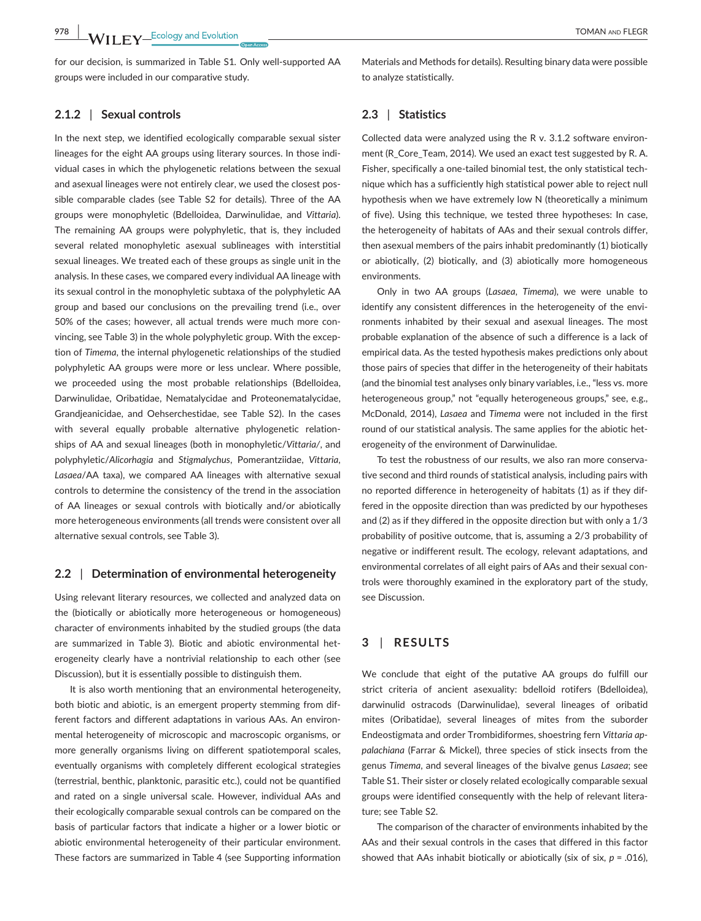for our decision, is summarized in Table S1. Only well-supported AA groups were included in our comparative study.

### 2.1.2 | Sexual controls

In the next step, we identified ecologically comparable sexual sister lineages for the eight AA groups using literary sources. In those individual cases in which the phylogenetic relations between the sexual and asexual lineages were not entirely clear, we used the closest possible comparable clades (see Table S2 for details). Three of the AA groups were monophyletic (Bdelloidea, Darwinulidae, and *Vittaria*). The remaining AA groups were polyphyletic, that is, they included several related monophyletic asexual sublineages with interstitial sexual lineages. We treated each of these groups as single unit in the analysis. In these cases, we compared every individual AA lineage with its sexual control in the monophyletic subtaxa of the polyphyletic AA group and based our conclusions on the prevailing trend (i.e., over 50% of the cases; however, all actual trends were much more convincing, see Table 3) in the whole polyphyletic group. With the exception of *Timema*, the internal phylogenetic relationships of the studied polyphyletic AA groups were more or less unclear. Where possible, we proceeded using the most probable relationships (Bdelloidea, Darwinulidae, Oribatidae, Nematalycidae and Proteonematalycidae, Grandjeanicidae, and Oehserchestidae, see Table S2). In the cases with several equally probable alternative phylogenetic relationships of AA and sexual lineages (both in monophyletic/*Vittaria*/, and polyphyletic/*Alicorhagia* and *Stigmalychus*, Pomerantziidae, *Vittaria*, *Lasaea*/AA taxa), we compared AA lineages with alternative sexual controls to determine the consistency of the trend in the association of AA lineages or sexual controls with biotically and/or abiotically more heterogeneous environments (all trends were consistent over all alternative sexual controls, see Table 3).

## 2.2 | Determination of environmental heterogeneity

Using relevant literary resources, we collected and analyzed data on the (biotically or abiotically more heterogeneous or homogeneous) character of environments inhabited by the studied groups (the data are summarized in Table 3). Biotic and abiotic environmental heterogeneity clearly have a nontrivial relationship to each other (see Discussion), but it is essentially possible to distinguish them.

It is also worth mentioning that an environmental heterogeneity, both biotic and abiotic, is an emergent property stemming from different factors and different adaptations in various AAs. An environmental heterogeneity of microscopic and macroscopic organisms, or more generally organisms living on different spatiotemporal scales, eventually organisms with completely different ecological strategies (terrestrial, benthic, planktonic, parasitic etc.), could not be quantified and rated on a single universal scale. However, individual AAs and their ecologically comparable sexual controls can be compared on the basis of particular factors that indicate a higher or a lower biotic or abiotic environmental heterogeneity of their particular environment. These factors are summarized in Table 4 (see Supporting information Materials and Methods for details). Resulting binary data were possible to analyze statistically.

## 2.3 | Statistics

Collected data were analyzed using the R v. 3.1.2 software environment (R_Core_Team, 2014). We used an exact test suggested by R. A. Fisher, specifically a one-tailed binomial test, the only statistical technique which has a sufficiently high statistical power able to reject null hypothesis when we have extremely low N (theoretically a minimum of five). Using this technique, we tested three hypotheses: In case, the heterogeneity of habitats of AAs and their sexual controls differ, then asexual members of the pairs inhabit predominantly (1) biotically or abiotically, (2) biotically, and (3) abiotically more homogeneous environments.

Only in two AA groups (*Lasaea*, *Timema*), we were unable to identify any consistent differences in the heterogeneity of the environments inhabited by their sexual and asexual lineages. The most probable explanation of the absence of such a difference is a lack of empirical data. As the tested hypothesis makes predictions only about those pairs of species that differ in the heterogeneity of their habitats (and the binomial test analyses only binary variables, i.e., "less vs. more heterogeneous group," not "equally heterogeneous groups," see, e.g., McDonald, 2014), *Lasaea* and *Timema* were not included in the first round of our statistical analysis. The same applies for the abiotic heterogeneity of the environment of Darwinulidae.

To test the robustness of our results, we also ran more conservative second and third rounds of statistical analysis, including pairs with no reported difference in heterogeneity of habitats (1) as if they differed in the opposite direction than was predicted by our hypotheses and (2) as if they differed in the opposite direction but with only a 1/3 probability of positive outcome, that is, assuming a 2/3 probability of negative or indifferent result. The ecology, relevant adaptations, and environmental correlates of all eight pairs of AAs and their sexual controls were thoroughly examined in the exploratory part of the study, see Discussion.

# 3 | RESULTS

We conclude that eight of the putative AA groups do fulfill our strict criteria of ancient asexuality: bdelloid rotifers (Bdelloidea), darwinulid ostracods (Darwinulidae), several lineages of oribatid mites (Oribatidae), several lineages of mites from the suborder Endeostigmata and order Trombidiformes, shoestring fern *Vittaria appalachiana* (Farrar & Mickel), three species of stick insects from the genus *Timema*, and several lineages of the bivalve genus *Lasaea*; see Table S1. Their sister or closely related ecologically comparable sexual groups were identified consequently with the help of relevant literature; see Table S2.

The comparison of the character of environments inhabited by the AAs and their sexual controls in the cases that differed in this factor showed that AAs inhabit biotically or abiotically (six of six, $p = .016$),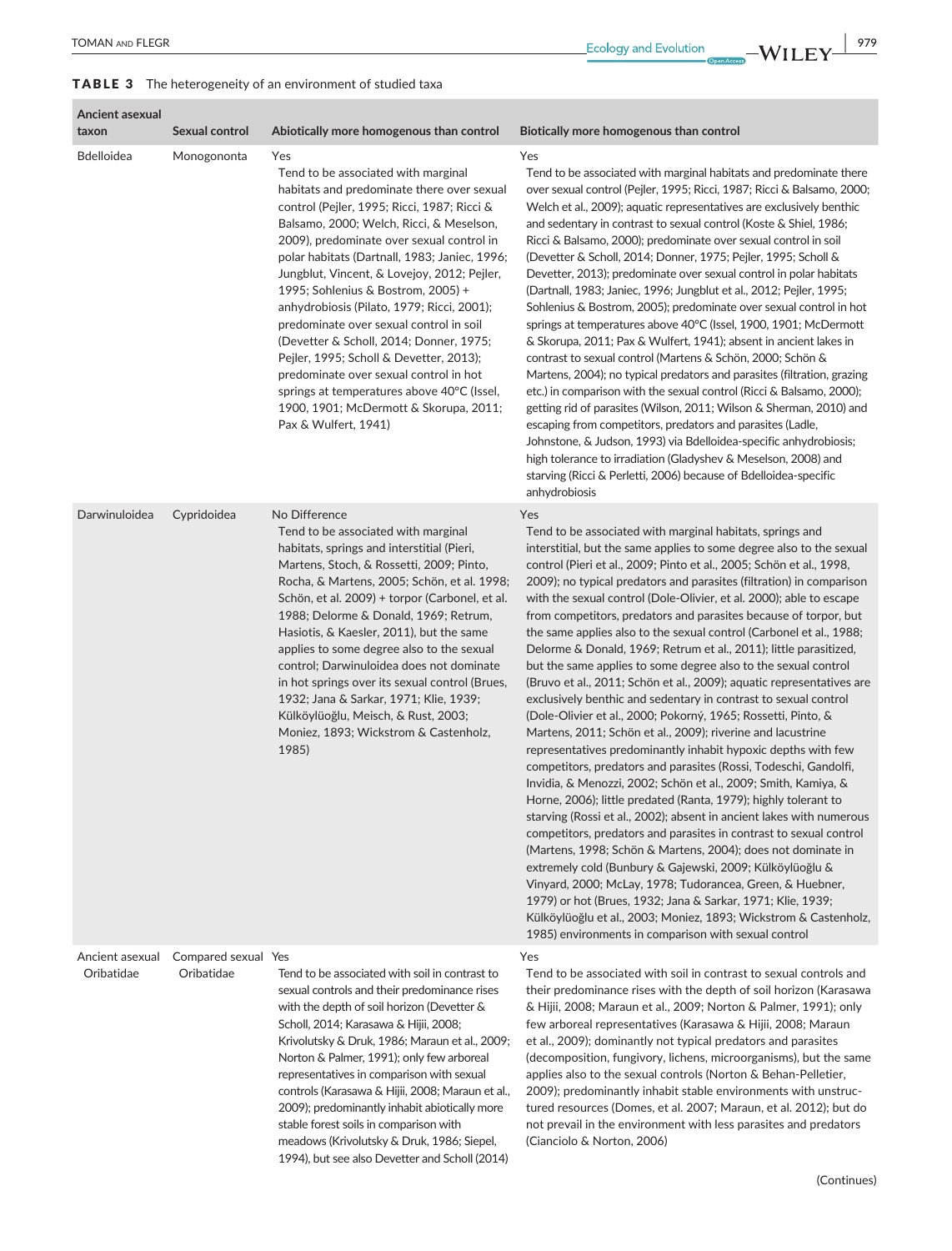**TABLE 3** The heterogeneity of an environment of studied taxa

| Ancient asexual taxon | Sexual control | Abiotically more homogenous than control | Biotically more homogenous than control |
|---|---|---|---|
| Bdelloidea | Monogononta | Yes<br>Tend to be associated with marginal habitats and predominate there over sexual control (Pejler, 1995; Ricci, 1987; Ricci & Balsamo, 2000; Welch, Ricci, & Meselson, 2009), predominate over sexual control in polar habitats (Dartnall, 1983; Janiec, 1996; Jungblut, Vincent, & Lovejoy, 2012; Pejler, 1995; Sohlenius & Bostrom, 2005) + anhydrobiosis (Pilato, 1979; Ricci, 2001); predominate over sexual control in soil (Devetter & Scholl, 2014; Donner, 1975; Pejler, 1995; Scholl & Devetter, 2013); predominate over sexual control in hot springs at temperatures above 40°C (Issel, 1900, 1901; McDermott & Skorupa, 2011; Pax & Wulfert, 1941) | Yes<br>Tend to be associated with marginal habitats and predominate there over sexual control (Pejler, 1995; Ricci, 1987; Ricci & Balsamo, 2000; Welch et al., 2009); aquatic representatives are exclusively benthic and sedentary in contrast to sexual control (Koste & Shiel, 1986; Ricci & Balsamo, 2000); predominate over sexual control in soil (Devetter & Scholl, 2014; Donner, 1975; Pejler, 1995; Scholl & Devetter, 2013); predominate over sexual control in polar habitats (Dartnall, 1983; Janiec, 1996; Jungblut et al., 2012; Pejler, 1995; Sohlenius & Bostrom, 2005); predominate over sexual control in hot springs at temperatures above 40°C (Issel, 1900, 1901; McDermott & Skorupa, 2011; Pax & Wulfert, 1941); absent in ancient lakes in contrast to sexual control (Martens & Schön, 2000; Schön & Martens, 2004); no typical predators and parasites (filtration, grazing etc.) in comparison with the sexual control (Ricci & Balsamo, 2000); getting rid of parasites (Wilson, 2011; Wilson & Sherman, 2010) and escaping from competitors, predators and parasites (Ladle, Johnstone, & Judson, 1993) via Bdelloidea-specific anhydrobiosis; high tolerance to irradiation (Gladyshev & Meselson, 2008) and starving (Ricci & Perletti, 2006) because of Bdelloidea-specific anhydrobiosis |
| Darwinuloidea | Cypridoidea | No Difference<br>Tend to be associated with marginal habitats, springs and interstitial (Pieri, Martens, Stoch, & Rossetti, 2009; Pinto, Rocha, & Martens, 2005; Schön, et al. 1998; Schön, et al. 2009) + torpor (Carbonel, et al. 1988; Delorme & Donald, 1969; Retrum, Hasiotis, & Kaesler, 2011), but the same applies to some degree also to the sexual control; Darwinuloidea does not dominate in hot springs over its sexual control (Brues, 1932; Jana & Sarkar, 1971; Klie, 1939; Külköylüoğlu, Meisch, & Rust, 2003; Moniez, 1893; Wickstrom & Castenholz, 1985) | Yes<br>Tend to be associated with marginal habitats, springs and interstitial, but the same applies to some degree also to the sexual control (Pieri et al., 2009; Pinto et al., 2005; Schön et al., 1998, 2009); no typical predators and parasites (filtration) in comparison with the sexual control (Dole-Olivier, et al. 2000); able to escape from competitors, predators and parasites because of torpor, but the same applies also to the sexual control (Carbonel et al., 1988; Delorme & Donald, 1969; Retrum et al., 2011); little parasitized, but the same applies to some degree also to the sexual control (Bruvo et al., 2011; Schön et al., 2009); aquatic representatives are exclusively benthic and sedentary in contrast to sexual control (Dole-Olivier et al., 2000; Pokorný, 1965; Rossetti, Pinto, & Martens, 2011; Schön et al., 2009); riverine and lacustrine representatives predominantly inhabit hypoxic depths with few competitors, predators and parasites (Rossi, Todeschi, Gandolfi, Invidia, & Menozzi, 2002; Schön et al., 2009; Smith, Kamiya, & Horne, 2006); little predated (Ranta, 1979); highly tolerant to starving (Rossi et al., 2002); absent in ancient lakes with numerous competitors, predators and parasites in contrast to sexual control (Martens, 1998; Schön & Martens, 2004); does not dominate in extremely cold (Bunbury & Gajewski, 2009; Külköylüoğlu & Vinyard, 2000; McLay, 1978; Tudorancea, Green, & Huebner, 1979) or hot (Brues, 1932; Jana & Sarkar, 1971; Klie, 1939; Külköylüoğlu et al., 2003; Moniez, 1893; Wickstrom & Castenholz, 1985) environments in comparison with sexual control |
| Ancient asexual Oribatidae | Compared sexual Oribatidae | Yes<br>Tend to be associated with soil in contrast to sexual controls and their predominance rises with the depth of soil horizon (Devetter & Scholl, 2014; Karasawa & Hijii, 2008; Krivolutsky & Druk, 1986; Maraun et al., 2009; Norton & Palmer, 1991); only few arboreal representatives in comparison with sexual controls (Karasawa & Hijii, 2008; Maraun et al., 2009); predominantly inhabit abiotically more stable forest soils in comparison with meadows (Krivolutsky & Druk, 1986; Siepel, 1994), but see also Devetter and Scholl (2014) | Yes<br>Tend to be associated with soil in contrast to sexual controls and their predominance rises with the depth of soil horizon (Karasawa & Hijii, 2008; Maraun et al., 2009; Norton & Palmer, 1991); only few arboreal representatives (Karasawa & Hijii, 2008; Maraun et al., 2009); dominantly not typical predators and parasites (decomposition, fungivory, lichens, microorganisms), but the same applies also to the sexual controls (Norton & Behan-Pelletier, 2009); predominantly inhabit stable environments with unstructured resources (Domes, et al. 2007; Maraun, et al. 2012); but do not prevail in the environment with less parasites and predators (Cianciolo & Norton, 2006) |

(Continues)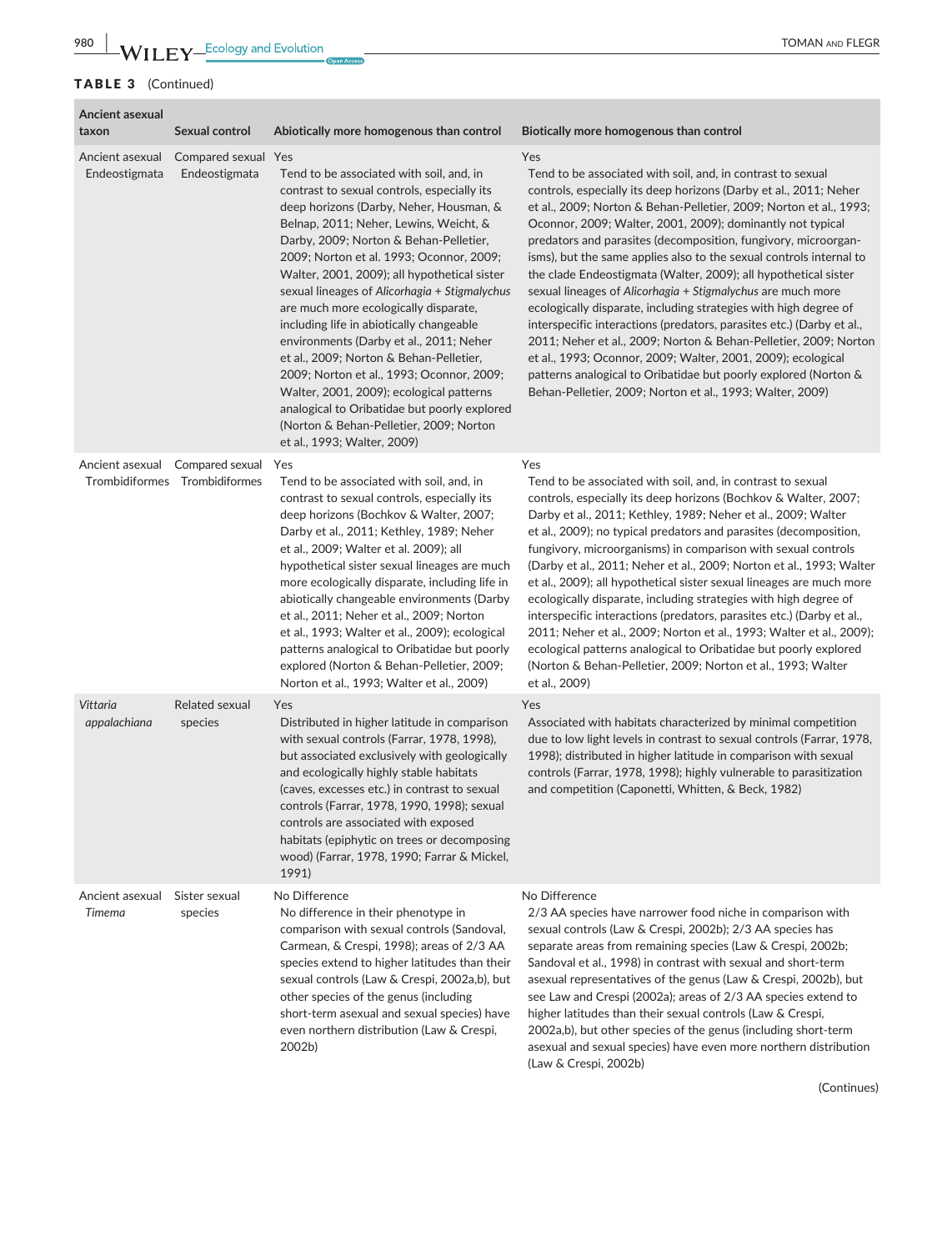**TABLE 3** (Continued)

| Ancient asexual taxon | Sexual control | Abiotically more homogenous than control | Biotically more homogenous than control |
|---|---|---|---|
| Ancient asexual Endeostigmata | Compared sexual Endeostigmata | Yes<br>Tend to be associated with soil, and, in contrast to sexual controls, especially its deep horizons (Darby, Neher, Housman, & Belnap, 2011; Neher, Lewins, Weicht, & Darby, 2009; Norton & Behan-Pelletier, 2009; Norton et al. 1993; Oconnor, 2009; Walter, 2001, 2009); all hypothetical sister sexual lineages of *Alicorhagia* + *Stigmalychus* are much more ecologically disparate, including life in abiotically changeable environments (Darby et al., 2011; Neher et al., 2009; Norton & Behan-Pelletier, 2009; Norton et al., 1993; Oconnor, 2009; Walter, 2001, 2009); ecological patterns analogical to Oribatidae but poorly explored (Norton & Behan-Pelletier, 2009; Norton et al., 1993; Walter, 2009) | Yes<br>Tend to be associated with soil, and, in contrast to sexual controls, especially its deep horizons (Darby et al., 2011; Neher et al., 2009; Norton & Behan-Pelletier, 2009; Norton et al., 1993; Oconnor, 2009; Walter, 2001, 2009); dominantly not typical predators and parasites (decomposition, fungivory, microorganisms), but the same applies also to the sexual controls internal to the clade Endeostigmata (Walter, 2009); all hypothetical sister sexual lineages of *Alicorhagia* + *Stigmalychus* are much more ecologically disparate, including strategies with high degree of interspecific interactions (predators, parasites etc.) (Darby et al., 2011; Neher et al., 2009; Norton & Behan-Pelletier, 2009; Norton et al., 1993; Oconnor, 2009; Walter, 2001, 2009); ecological patterns analogical to Oribatidae but poorly explored (Norton & Behan-Pelletier, 2009; Norton et al., 1993; Walter, 2009) |
| Ancient asexual Trombidiformes | Compared sexual Trombidiformes | Yes<br>Tend to be associated with soil, and, in contrast to sexual controls, especially its deep horizons (Bochkov & Walter, 2007; Darby et al., 2011; Kethley, 1989; Neher et al., 2009; Walter et al. 2009); all hypothetical sister sexual lineages are much more ecologically disparate, including life in abiotically changeable environments (Darby et al., 2011; Neher et al., 2009; Norton et al., 1993; Walter et al., 2009); ecological patterns analogical to Oribatidae but poorly explored (Norton & Behan-Pelletier, 2009; Norton et al., 1993; Walter et al., 2009) | Yes<br>Tend to be associated with soil, and, in contrast to sexual controls, especially its deep horizons (Bochkov & Walter, 2007; Darby et al., 2011; Kethley, 1989; Neher et al., 2009; Walter et al., 2009); no typical predators and parasites (decomposition, fungivory, microorganisms) in comparison with sexual controls (Darby et al., 2011; Neher et al., 2009; Norton et al., 1993; Walter et al., 2009); all hypothetical sister sexual lineages are much more ecologically disparate, including strategies with high degree of interspecific interactions (predators, parasites etc.) (Darby et al., 2011; Neher et al., 2009; Norton et al., 1993; Walter et al., 2009); ecological patterns analogical to Oribatidae but poorly explored (Norton & Behan-Pelletier, 2009; Norton et al., 1993; Walter et al., 2009) |
| *Vittaria appalachiana* | Related sexual species | Yes<br>Distributed in higher latitude in comparison with sexual controls (Farrar, 1978, 1998), but associated exclusively with geologically and ecologically highly stable habitats (caves, excesses etc.) in contrast to sexual controls (Farrar, 1978, 1990, 1998); sexual controls are associated with exposed habitats (epiphytic on trees or decomposing wood) (Farrar, 1978, 1990; Farrar & Mickel, 1991) | Yes<br>Associated with habitats characterized by minimal competition due to low light levels in contrast to sexual controls (Farrar, 1978, 1998); distributed in higher latitude in comparison with sexual controls (Farrar, 1978, 1998); highly vulnerable to parasitization and competition (Caponetti, Whitten, & Beck, 1982) |
| Ancient asexual *Timema* | Sister sexual species | No Difference<br>No difference in their phenotype in comparison with sexual controls (Sandoval, Carmean, & Crespi, 1998); areas of 2/3 AA species extend to higher latitudes than their sexual controls (Law & Crespi, 2002a,b), but other species of the genus (including short-term asexual and sexual species) have even northern distribution (Law & Crespi, 2002b) | No Difference<br>2/3 AA species have narrower food niche in comparison with sexual controls (Law & Crespi, 2002b); 2/3 AA species has separate areas from remaining species (Law & Crespi, 2002b; Sandoval et al., 1998) in contrast with sexual and short-term asexual representatives of the genus (Law & Crespi, 2002b), but see Law and Crespi (2002a); areas of 2/3 AA species extend to higher latitudes than their sexual controls (Law & Crespi, 2002a,b), but other species of the genus (including short-term asexual and sexual species) have even more northern distribution (Law & Crespi, 2002b) |

(Continues)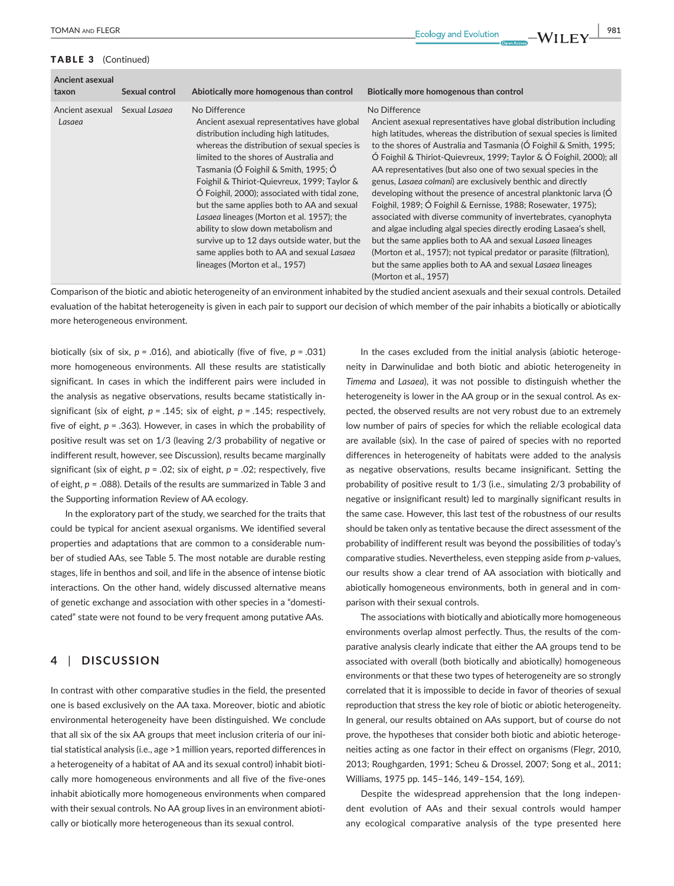**TABLE 3** (Continued)

| Ancient asexual taxon | Sexual control | Abiotically more homogenous than control | Biotically more homogenous than control |
|---|---|---|---|
| Ancient asexual *Lasaea* | Sexual *Lasaea* | No Difference<br>Ancient asexual representatives have global distribution including high latitudes, whereas the distribution of sexual species is limited to the shores of Australia and Tasmania (Ó Foighil & Smith, 1995; Ó Foighil & Thiriot-Quievreux, 1999; Taylor & Ó Foighil, 2000); associated with tidal zone, but the same applies both to AA and sexual *Lasaea* lineages (Morton et al. 1957); the ability to slow down metabolism and survive up to 12 days outside water, but the same applies both to AA and sexual *Lasaea* lineages (Morton et al., 1957) | No Difference<br>Ancient asexual representatives have global distribution including high latitudes, whereas the distribution of sexual species is limited to the shores of Australia and Tasmania (Ó Foighil & Smith, 1995; Ó Foighil & Thiriot-Quievreux, 1999; Taylor & Ó Foighil, 2000); all AA representatives (but also one of two sexual species in the genus, *Lasaea colmani*) are exclusively benthic and directly developing without the presence of ancestral planktonic larva (Ó Foighil, 1989; Ó Foighil & Eernisse, 1988; Rosewater, 1975); associated with diverse community of invertebrates, cyanophyta and algae including algal species directly eroding Lasaea's shell, but the same applies both to AA and sexual *Lasaea* lineages (Morton et al., 1957); not typical predator or parasite (filtration), but the same applies both to AA and sexual *Lasaea* lineages (Morton et al., 1957) |

Comparison of the biotic and abiotic heterogeneity of an environment inhabited by the studied ancient asexuals and their sexual controls. Detailed evaluation of the habitat heterogeneity is given in each pair to support our decision of which member of the pair inhabits a biotically or abiotically more heterogeneous environment.

biotically (six of six, $p = .016$), and abiotically (five of five, $p = .031$) more homogeneous environments. All these results are statistically significant. In cases in which the indifferent pairs were included in the analysis as negative observations, results became statistically insignificant (six of eight, $p = .145$; six of eight, $p = .145$; respectively, five of eight, $p = .363$). However, in cases in which the probability of positive result was set on 1/3 (leaving 2/3 probability of negative or indifferent result, however, see Discussion), results became marginally significant (six of eight, $p = .02$; six of eight, $p = .02$; respectively, five of eight, $p = .088$). Details of the results are summarized in Table 3 and the Supporting information Review of AA ecology.

In the exploratory part of the study, we searched for the traits that could be typical for ancient asexual organisms. We identified several properties and adaptations that are common to a considerable number of studied AAs, see Table 5. The most notable are durable resting stages, life in benthos and soil, and life in the absence of intense biotic interactions. On the other hand, widely discussed alternative means of genetic exchange and association with other species in a "domesticated" state were not found to be very frequent among putative AAs.

## 4 | DISCUSSION

In contrast with other comparative studies in the field, the presented one is based exclusively on the AA taxa. Moreover, biotic and abiotic environmental heterogeneity have been distinguished. We conclude that all six of the six AA groups that meet inclusion criteria of our initial statistical analysis (i.e., age >1 million years, reported differences in a heterogeneity of a habitat of AA and its sexual control) inhabit biotically more homogeneous environments and all five of the five-ones inhabit abiotically more homogeneous environments when compared with their sexual controls. No AA group lives in an environment abiotically or biotically more heterogeneous than its sexual control.

In the cases excluded from the initial analysis (abiotic heterogeneity in Darwinulidae and both biotic and abiotic heterogeneity in *Timema* and *Lasaea*), it was not possible to distinguish whether the heterogeneity is lower in the AA group or in the sexual control. As expected, the observed results are not very robust due to an extremely low number of pairs of species for which the reliable ecological data are available (six). In the case of paired of species with no reported differences in heterogeneity of habitats were added to the analysis as negative observations, results became insignificant. Setting the probability of positive result to 1/3 (i.e., simulating 2/3 probability of negative or insignificant result) led to marginally significant results in the same case. However, this last test of the robustness of our results should be taken only as tentative because the direct assessment of the probability of indifferent result was beyond the possibilities of today's comparative studies. Nevertheless, even stepping aside from *p*-values, our results show a clear trend of AA association with biotically and abiotically homogeneous environments, both in general and in comparison with their sexual controls.

The associations with biotically and abiotically more homogeneous environments overlap almost perfectly. Thus, the results of the comparative analysis clearly indicate that either the AA groups tend to be associated with overall (both biotically and abiotically) homogeneous environments or that these two types of heterogeneity are so strongly correlated that it is impossible to decide in favor of theories of sexual reproduction that stress the key role of biotic or abiotic heterogeneity. In general, our results obtained on AAs support, but of course do not prove, the hypotheses that consider both biotic and abiotic heterogeneities acting as one factor in their effect on organisms (Flegr, 2010, 2013; Roughgarden, 1991; Scheu & Drossel, 2007; Song et al., 2011; Williams, 1975 pp. 145–146, 149–154, 169).

Despite the widespread apprehension that the long independent evolution of AAs and their sexual controls would hamper any ecological comparative analysis of the type presented here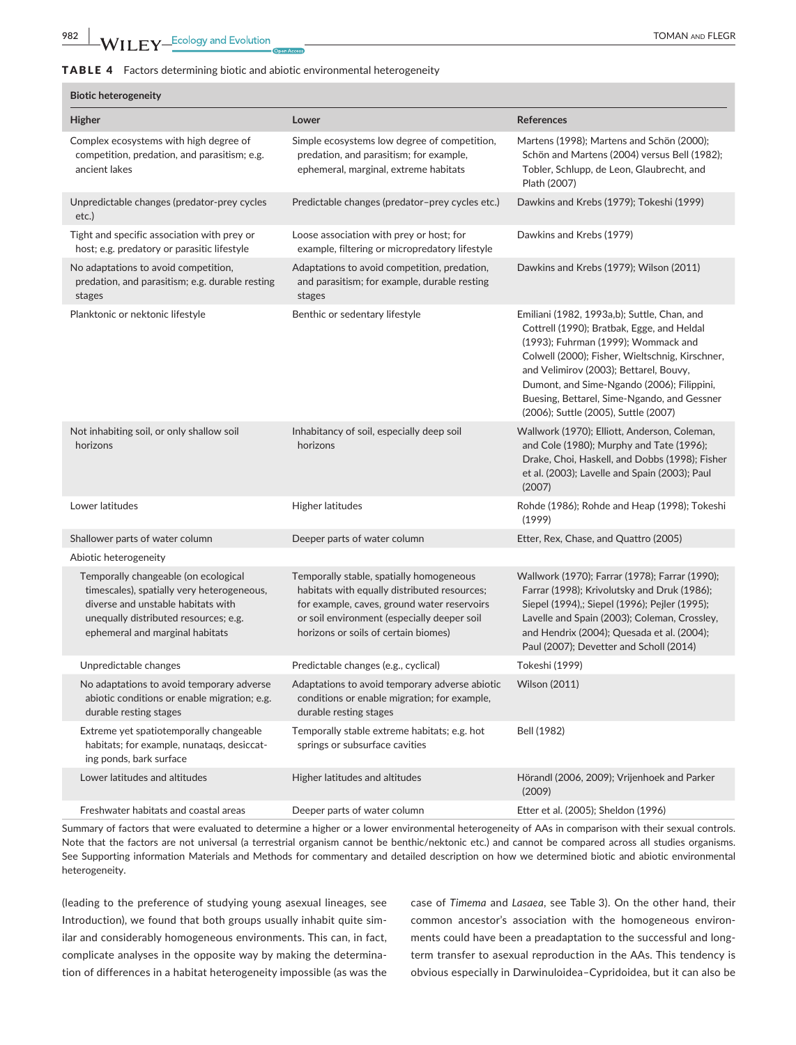**TABLE 4** Factors determining biotic and abiotic environmental heterogeneity

| **Biotic heterogeneity** | | |
|---|---|---|
| **Higher** | **Lower** | **References** |
| Complex ecosystems with high degree of competition, predation, and parasitism; e.g. ancient lakes | Simple ecosystems low degree of competition, predation, and parasitism; for example, ephemeral, marginal, extreme habitats | Martens (1998); Martens and Schön (2000); Schön and Martens (2004) versus Bell (1982); Tobler, Schlupp, de Leon, Glaubrecht, and Plath (2007) |
| Unpredictable changes (predator-prey cycles etc.) | Predictable changes (predator–prey cycles etc.) | Dawkins and Krebs (1979); Tokeshi (1999) |
| Tight and specific association with prey or host; e.g. predatory or parasitic lifestyle | Loose association with prey or host; for example, filtering or micropredatory lifestyle | Dawkins and Krebs (1979) |
| No adaptations to avoid competition, predation, and parasitism; e.g. durable resting stages | Adaptations to avoid competition, predation, and parasitism; for example, durable resting stages | Dawkins and Krebs (1979); Wilson (2011) |
| Planktonic or nektonic lifestyle | Benthic or sedentary lifestyle | Emiliani (1982, 1993a,b); Suttle, Chan, and Cottrell (1990); Bratbak, Egge, and Heldal (1993); Fuhrman (1999); Wommack and Colwell (2000); Fisher, Wieltschnig, Kirschner, and Velimirov (2003); Bettarel, Bouvy, Dumont, and Sime-Ngando (2006); Filippini, Buesing, Bettarel, Sime-Ngando, and Gessner (2006); Suttle (2005), Suttle (2007) |
| Not inhabiting soil, or only shallow soil horizons | Inhabitancy of soil, especially deep soil horizons | Wallwork (1970); Elliott, Anderson, Coleman, and Cole (1980); Murphy and Tate (1996); Drake, Choi, Haskell, and Dobbs (1998); Fisher et al. (2003); Lavelle and Spain (2003); Paul (2007) |
| Lower latitudes | Higher latitudes | Rohde (1986); Rohde and Heap (1998); Tokeshi (1999) |
| Shallower parts of water column | Deeper parts of water column | Etter, Rex, Chase, and Quattro (2005) |
| Abiotic heterogeneity | | |
| Temporally changeable (on ecological timescales), spatially very heterogeneous, diverse and unstable habitats with unequally distributed resources; e.g. ephemeral and marginal habitats | Temporally stable, spatially homogeneous habitats with equally distributed resources; for example, caves, ground water reservoirs or soil environment (especially deeper soil horizons or soils of certain biomes) | Wallwork (1970); Farrar (1978); Farrar (1990); Farrar (1998); Krivolutsky and Druk (1986); Siepel (1994),; Siepel (1996); Pejler (1995); Lavelle and Spain (2003); Coleman, Crossley, and Hendrix (2004); Quesada et al. (2004); Paul (2007); Devetter and Scholl (2014) |
| Unpredictable changes | Predictable changes (e.g., cyclical) | Tokeshi (1999) |
| No adaptations to avoid temporary adverse abiotic conditions or enable migration; e.g. durable resting stages | Adaptations to avoid temporary adverse abiotic conditions or enable migration; for example, durable resting stages | Wilson (2011) |
| Extreme yet spatiotemporally changeable habitats; for example, nunataqs, desiccating ponds, bark surface | Temporally stable extreme habitats; e.g. hot springs or subsurface cavities | Bell (1982) |
| Lower latitudes and altitudes | Higher latitudes and altitudes | Hörandl (2006, 2009); Vrijenhoek and Parker (2009) |
| Freshwater habitats and coastal areas | Deeper parts of water column | Etter et al. (2005); Sheldon (1996) |

Summary of factors that were evaluated to determine a higher or a lower environmental heterogeneity of AAs in comparison with their sexual controls. Note that the factors are not universal (a terrestrial organism cannot be benthic/nektonic etc.) and cannot be compared across all studies organisms. See Supporting information Materials and Methods for commentary and detailed description on how we determined biotic and abiotic environmental heterogeneity.

(leading to the preference of studying young asexual lineages, see Introduction), we found that both groups usually inhabit quite similar and considerably homogeneous environments. This can, in fact, complicate analyses in the opposite way by making the determination of differences in a habitat heterogeneity impossible (as was the case of *Timema* and *Lasaea*, see Table 3). On the other hand, their common ancestor's association with the homogeneous environments could have been a preadaptation to the successful and long-term transfer to asexual reproduction in the AAs. This tendency is obvious especially in Darwinuloidea–Cypridoidea, but it can also be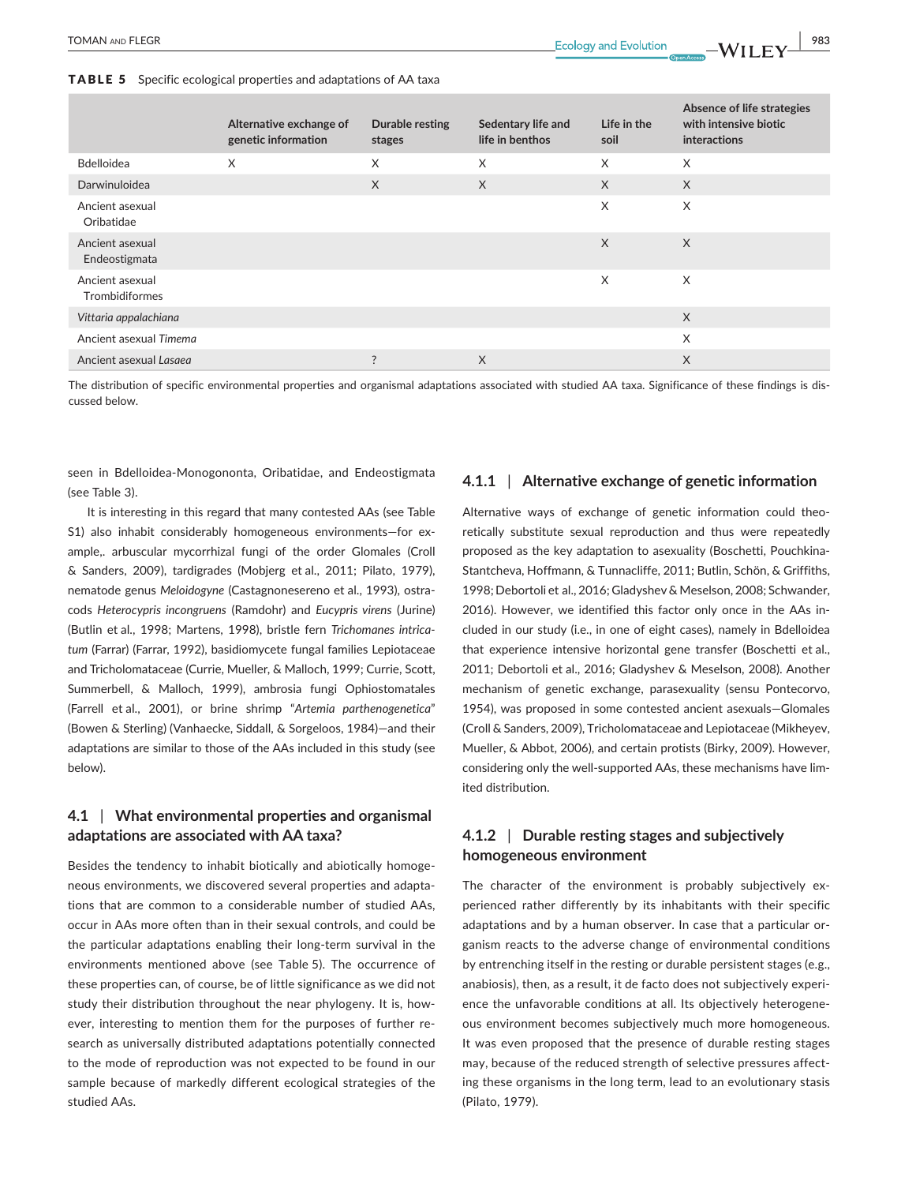**TABLE 5** Specific ecological properties and adaptations of AA taxa

| | Alternative exchange of genetic information | Durable resting stages | Sedentary life and life in benthos | Life in the soil | Absence of life strategies with intensive biotic interactions |
|---|---|---|---|---|---|
| Bdelloidea | X | X | X | X | X |
| Darwinuloidea | | X | X | X | X |
| Ancient asexual Oribatidae | | | | X | X |
| Ancient asexual Endeostigmata | | | | X | X |
| Ancient asexual Trombidiformes | | | | X | X |
| *Vittaria appalachiana* | | | | | X |
| Ancient asexual *Timema* | | | | | X |
| Ancient asexual *Lasaea* | | ? | X | | X |

The distribution of specific environmental properties and organismal adaptations associated with studied AA taxa. Significance of these findings is discussed below.

seen in Bdelloidea-Monogononta, Oribatidae, and Endeostigmata (see Table 3).

It is interesting in this regard that many contested AAs (see Table S1) also inhabit considerably homogeneous environments—for example,. arbuscular mycorrhizal fungi of the order Glomales (Croll & Sanders, 2009), tardigrades (Mobjerg et al., 2011; Pilato, 1979), nematode genus *Meloidogyne* (Castagnonesereno et al., 1993), ostracods *Heterocypris incongruens* (Ramdohr) and *Eucypris virens* (Jurine) (Butlin et al., 1998; Martens, 1998), bristle fern *Trichomanes intricatum* (Farrar) (Farrar, 1992), basidiomycete fungal families Lepiotaceae and Tricholomataceae (Currie, Mueller, & Malloch, 1999; Currie, Scott, Summerbell, & Malloch, 1999), ambrosia fungi Ophiostomatales (Farrell et al., 2001), or brine shrimp "*Artemia parthenogenetica*" (Bowen & Sterling) (Vanhaecke, Siddall, & Sorgeloos, 1984)—and their adaptations are similar to those of the AAs included in this study (see below).

### 4.1 | What environmental properties and organismal adaptations are associated with AA taxa?

Besides the tendency to inhabit biotically and abiotically homogeneous environments, we discovered several properties and adaptations that are common to a considerable number of studied AAs, occur in AAs more often than in their sexual controls, and could be the particular adaptations enabling their long-term survival in the environments mentioned above (see Table 5). The occurrence of these properties can, of course, be of little significance as we did not study their distribution throughout the near phylogeny. It is, however, interesting to mention them for the purposes of further research as universally distributed adaptations potentially connected to the mode of reproduction was not expected to be found in our sample because of markedly different ecological strategies of the studied AAs.

#### 4.1.1 | Alternative exchange of genetic information

Alternative ways of exchange of genetic information could theoretically substitute sexual reproduction and thus were repeatedly proposed as the key adaptation to asexuality (Boschetti, Pouchkina-Stantcheva, Hoffmann, & Tunnacliffe, 2011; Butlin, Schön, & Griffiths, 1998; Debortoli et al., 2016; Gladyshev & Meselson, 2008; Schwander, 2016). However, we identified this factor only once in the AAs included in our study (i.e., in one of eight cases), namely in Bdelloidea that experience intensive horizontal gene transfer (Boschetti et al., 2011; Debortoli et al., 2016; Gladyshev & Meselson, 2008). Another mechanism of genetic exchange, parasexuality (sensu Pontecorvo, 1954), was proposed in some contested ancient asexuals—Glomales (Croll & Sanders, 2009), Tricholomataceae and Lepiotaceae (Mikheyev, Mueller, & Abbot, 2006), and certain protists (Birky, 2009). However, considering only the well-supported AAs, these mechanisms have limited distribution.

#### 4.1.2 | Durable resting stages and subjectively homogeneous environment

The character of the environment is probably subjectively experienced rather differently by its inhabitants with their specific adaptations and by a human observer. In case that a particular organism reacts to the adverse change of environmental conditions by entrenching itself in the resting or durable persistent stages (e.g., anabiosis), then, as a result, it de facto does not subjectively experience the unfavorable conditions at all. Its objectively heterogeneous environment becomes subjectively much more homogeneous. It was even proposed that the presence of durable resting stages may, because of the reduced strength of selective pressures affecting these organisms in the long term, lead to an evolutionary stasis (Pilato, 1979).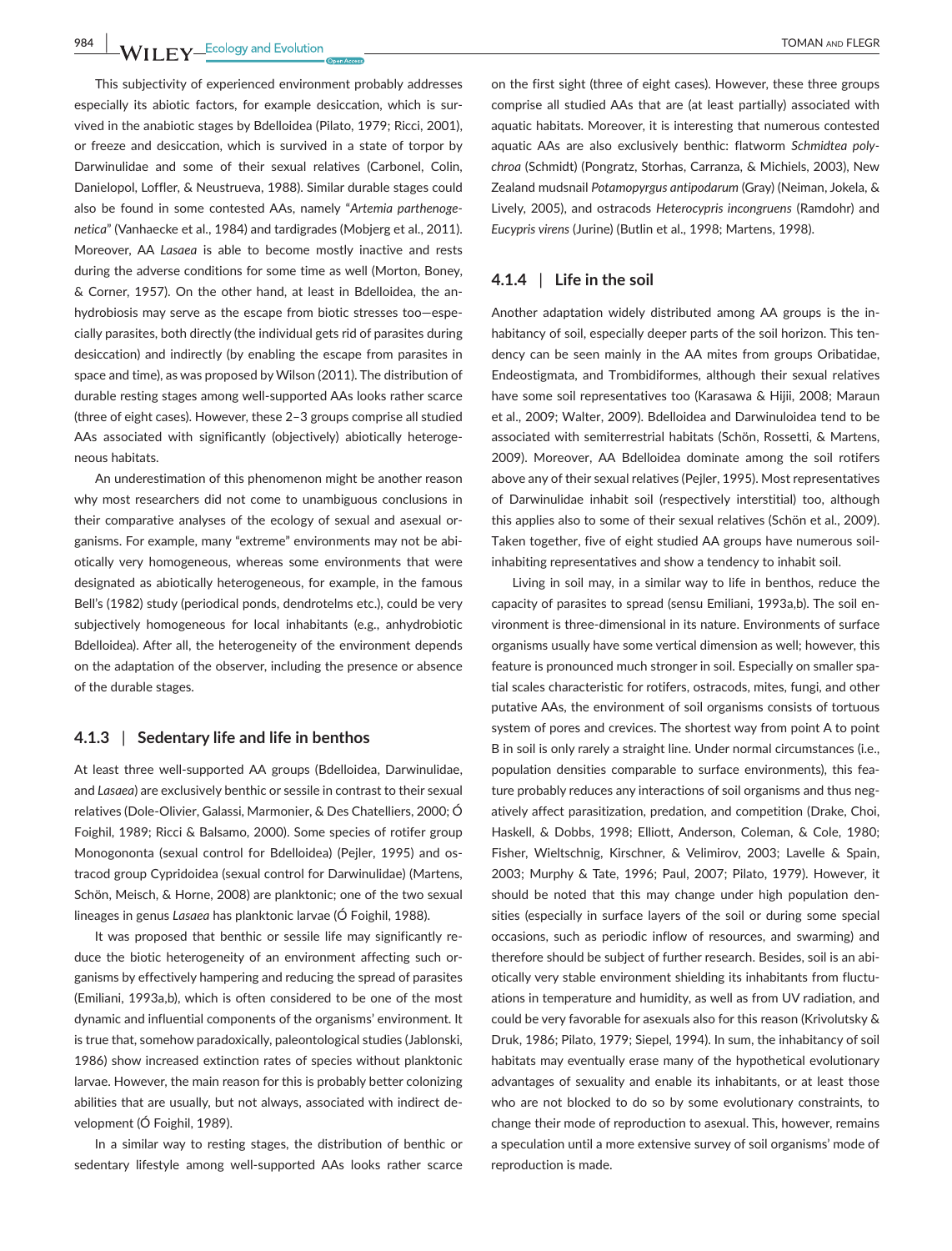This subjectivity of experienced environment probably addresses especially its abiotic factors, for example desiccation, which is survived in the anabiotic stages by Bdelloidea (Pilato, 1979; Ricci, 2001), or freeze and desiccation, which is survived in a state of torpor by Darwinulidae and some of their sexual relatives (Carbonel, Colin, Danielopol, Loffler, & Neustrueva, 1988). Similar durable stages could also be found in some contested AAs, namely "*Artemia parthenogenetica*" (Vanhaecke et al., 1984) and tardigrades (Mobjerg et al., 2011). Moreover, AA *Lasaea* is able to become mostly inactive and rests during the adverse conditions for some time as well (Morton, Boney, & Corner, 1957). On the other hand, at least in Bdelloidea, the anhydrobiosis may serve as the escape from biotic stresses too—especially parasites, both directly (the individual gets rid of parasites during desiccation) and indirectly (by enabling the escape from parasites in space and time), as was proposed by Wilson (2011). The distribution of durable resting stages among well-supported AAs looks rather scarce (three of eight cases). However, these 2–3 groups comprise all studied AAs associated with significantly (objectively) abiotically heterogeneous habitats.

An underestimation of this phenomenon might be another reason why most researchers did not come to unambiguous conclusions in their comparative analyses of the ecology of sexual and asexual organisms. For example, many "extreme" environments may not be abiotically very homogeneous, whereas some environments that were designated as abiotically heterogeneous, for example, in the famous Bell's (1982) study (periodical ponds, dendrotelms etc.), could be very subjectively homogeneous for local inhabitants (e.g., anhydrobiotic Bdelloidea). After all, the heterogeneity of the environment depends on the adaptation of the observer, including the presence or absence of the durable stages.

### 4.1.3 | Sedentary life and life in benthos

At least three well-supported AA groups (Bdelloidea, Darwinulidae, and *Lasaea*) are exclusively benthic or sessile in contrast to their sexual relatives (Dole-Olivier, Galassi, Marmonier, & Des Chatelliers, 2000; Ó Foighil, 1989; Ricci & Balsamo, 2000). Some species of rotifer group Monogononta (sexual control for Bdelloidea) (Pejler, 1995) and ostracod group Cypridoidea (sexual control for Darwinulidae) (Martens, Schön, Meisch, & Horne, 2008) are planktonic; one of the two sexual lineages in genus *Lasaea* has planktonic larvae (Ó Foighil, 1988).

It was proposed that benthic or sessile life may significantly reduce the biotic heterogeneity of an environment affecting such organisms by effectively hampering and reducing the spread of parasites (Emiliani, 1993a,b), which is often considered to be one of the most dynamic and influential components of the organisms' environment. It is true that, somehow paradoxically, paleontological studies (Jablonski, 1986) show increased extinction rates of species without planktonic larvae. However, the main reason for this is probably better colonizing abilities that are usually, but not always, associated with indirect development (Ó Foighil, 1989).

In a similar way to resting stages, the distribution of benthic or sedentary lifestyle among well-supported AAs looks rather scarce on the first sight (three of eight cases). However, these three groups comprise all studied AAs that are (at least partially) associated with aquatic habitats. Moreover, it is interesting that numerous contested aquatic AAs are also exclusively benthic: flatworm *Schmidtea polychroa* (Schmidt) (Pongratz, Storhas, Carranza, & Michiels, 2003), New Zealand mudsnail *Potamopyrgus antipodarum* (Gray) (Neiman, Jokela, & Lively, 2005), and ostracods *Heterocypris incongruens* (Ramdohr) and *Eucypris virens* (Jurine) (Butlin et al., 1998; Martens, 1998).

### 4.1.4 | Life in the soil

Another adaptation widely distributed among AA groups is the inhabitancy of soil, especially deeper parts of the soil horizon. This tendency can be seen mainly in the AA mites from groups Oribatidae, Endeostigmata, and Trombidiformes, although their sexual relatives have some soil representatives too (Karasawa & Hijii, 2008; Maraun et al., 2009; Walter, 2009). Bdelloidea and Darwinuloidea tend to be associated with semiterrestrial habitats (Schön, Rossetti, & Martens, 2009). Moreover, AA Bdelloidea dominate among the soil rotifers above any of their sexual relatives (Pejler, 1995). Most representatives of Darwinulidae inhabit soil (respectively interstitial) too, although this applies also to some of their sexual relatives (Schön et al., 2009). Taken together, five of eight studied AA groups have numerous soil-inhabiting representatives and show a tendency to inhabit soil.

Living in soil may, in a similar way to life in benthos, reduce the capacity of parasites to spread (sensu Emiliani, 1993a,b). The soil environment is three-dimensional in its nature. Environments of surface organisms usually have some vertical dimension as well; however, this feature is pronounced much stronger in soil. Especially on smaller spatial scales characteristic for rotifers, ostracods, mites, fungi, and other putative AAs, the environment of soil organisms consists of tortuous system of pores and crevices. The shortest way from point A to point B in soil is only rarely a straight line. Under normal circumstances (i.e., population densities comparable to surface environments), this feature probably reduces any interactions of soil organisms and thus negatively affect parasitization, predation, and competition (Drake, Choi, Haskell, & Dobbs, 1998; Elliott, Anderson, Coleman, & Cole, 1980; Fisher, Wieltschnig, Kirschner, & Velimirov, 2003; Lavelle & Spain, 2003; Murphy & Tate, 1996; Paul, 2007; Pilato, 1979). However, it should be noted that this may change under high population densities (especially in surface layers of the soil or during some special occasions, such as periodic inflow of resources, and swarming) and therefore should be subject of further research. Besides, soil is an abiotically very stable environment shielding its inhabitants from fluctuations in temperature and humidity, as well as from UV radiation, and could be very favorable for asexuals also for this reason (Krivolutsky & Druk, 1986; Pilato, 1979; Siepel, 1994). In sum, the inhabitancy of soil habitats may eventually erase many of the hypothetical evolutionary advantages of sexuality and enable its inhabitants, or at least those who are not blocked to do so by some evolutionary constraints, to change their mode of reproduction to asexual. This, however, remains a speculation until a more extensive survey of soil organisms' mode of reproduction is made.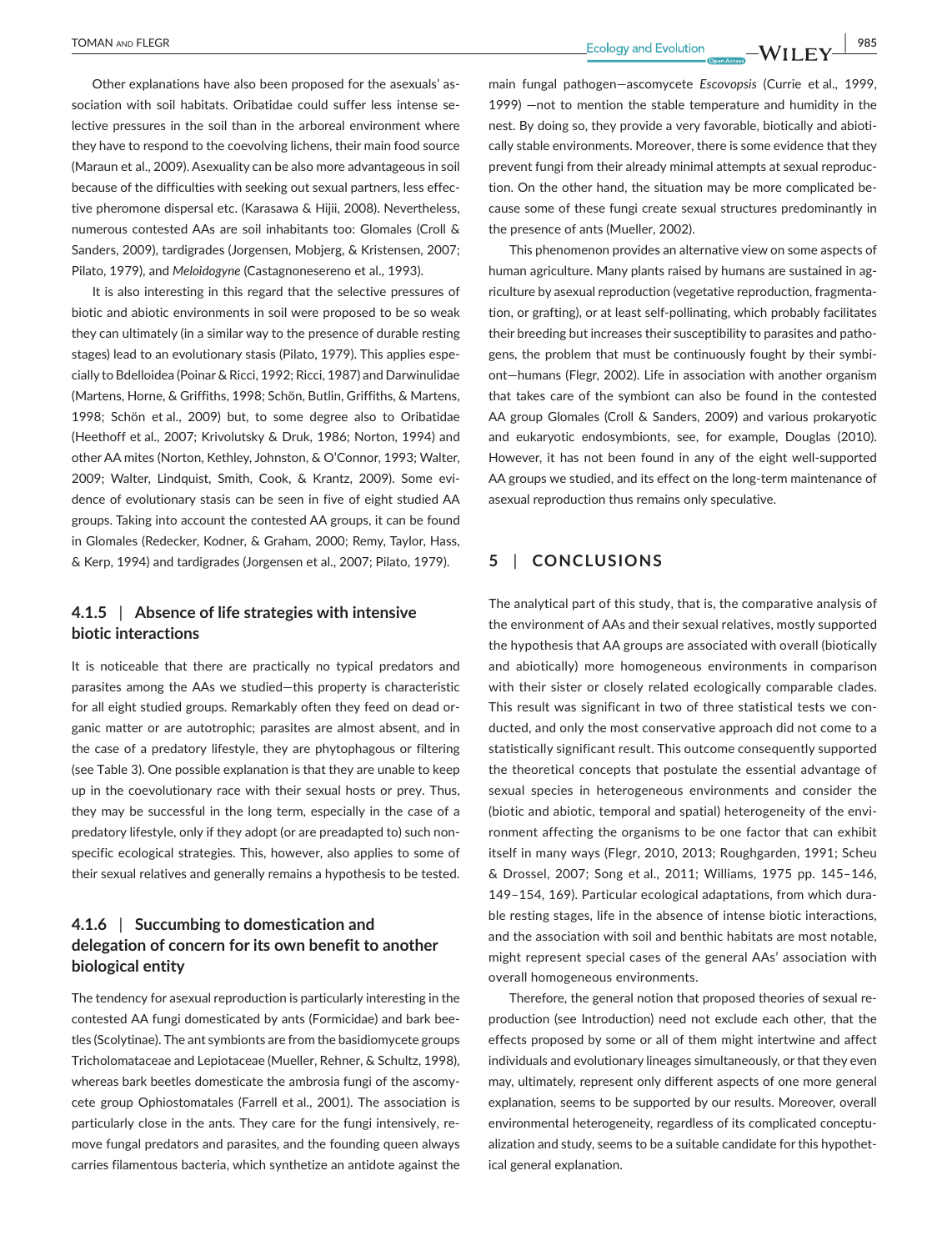Other explanations have also been proposed for the asexuals' association with soil habitats. Oribatidae could suffer less intense selective pressures in the soil than in the arboreal environment where they have to respond to the coevolving lichens, their main food source (Maraun et al., 2009). Asexuality can be also more advantageous in soil because of the difficulties with seeking out sexual partners, less effective pheromone dispersal etc. (Karasawa & Hijii, 2008). Nevertheless, numerous contested AAs are soil inhabitants too: Glomales (Croll & Sanders, 2009), tardigrades (Jorgensen, Mobjerg, & Kristensen, 2007; Pilato, 1979), and *Meloidogyne* (Castagnonesereno et al., 1993).

It is also interesting in this regard that the selective pressures of biotic and abiotic environments in soil were proposed to be so weak they can ultimately (in a similar way to the presence of durable resting stages) lead to an evolutionary stasis (Pilato, 1979). This applies especially to Bdelloidea (Poinar & Ricci, 1992; Ricci, 1987) and Darwinulidae (Martens, Horne, & Griffiths, 1998; Schön, Butlin, Griffiths, & Martens, 1998; Schön et al., 2009) but, to some degree also to Oribatidae (Heethoff et al., 2007; Krivolutsky & Druk, 1986; Norton, 1994) and other AA mites (Norton, Kethley, Johnston, & O'Connor, 1993; Walter, 2009; Walter, Lindquist, Smith, Cook, & Krantz, 2009). Some evidence of evolutionary stasis can be seen in five of eight studied AA groups. Taking into account the contested AA groups, it can be found in Glomales (Redecker, Kodner, & Graham, 2000; Remy, Taylor, Hass, & Kerp, 1994) and tardigrades (Jorgensen et al., 2007; Pilato, 1979).

#### 4.1.5 | Absence of life strategies with intensive biotic interactions

It is noticeable that there are practically no typical predators and parasites among the AAs we studied—this property is characteristic for all eight studied groups. Remarkably often they feed on dead organic matter or are autotrophic; parasites are almost absent, and in the case of a predatory lifestyle, they are phytophagous or filtering (see Table 3). One possible explanation is that they are unable to keep up in the coevolutionary race with their sexual hosts or prey. Thus, they may be successful in the long term, especially in the case of a predatory lifestyle, only if they adopt (or are preadapted to) such nonspecific ecological strategies. This, however, also applies to some of their sexual relatives and generally remains a hypothesis to be tested.

#### 4.1.6 | Succumbing to domestication and delegation of concern for its own benefit to another biological entity

The tendency for asexual reproduction is particularly interesting in the contested AA fungi domesticated by ants (Formicidae) and bark beetles (Scolytinae). The ant symbionts are from the basidiomycete groups Tricholomataceae and Lepiotaceae (Mueller, Rehner, & Schultz, 1998), whereas bark beetles domesticate the ambrosia fungi of the ascomycete group Ophiostomatales (Farrell et al., 2001). The association is particularly close in the ants. They care for the fungi intensively, remove fungal predators and parasites, and the founding queen always carries filamentous bacteria, which synthetize an antidote against the main fungal pathogen—ascomycete *Escovopsis* (Currie et al., 1999, 1999) —not to mention the stable temperature and humidity in the nest. By doing so, they provide a very favorable, biotically and abiotically stable environments. Moreover, there is some evidence that they prevent fungi from their already minimal attempts at sexual reproduction. On the other hand, the situation may be more complicated because some of these fungi create sexual structures predominantly in the presence of ants (Mueller, 2002).

This phenomenon provides an alternative view on some aspects of human agriculture. Many plants raised by humans are sustained in agriculture by asexual reproduction (vegetative reproduction, fragmentation, or grafting), or at least self-pollinating, which probably facilitates their breeding but increases their susceptibility to parasites and pathogens, the problem that must be continuously fought by their symbiont—humans (Flegr, 2002). Life in association with another organism that takes care of the symbiont can also be found in the contested AA group Glomales (Croll & Sanders, 2009) and various prokaryotic and eukaryotic endosymbionts, see, for example, Douglas (2010). However, it has not been found in any of the eight well-supported AA groups we studied, and its effect on the long-term maintenance of asexual reproduction thus remains only speculative.

## 5 | CONCLUSIONS

The analytical part of this study, that is, the comparative analysis of the environment of AAs and their sexual relatives, mostly supported the hypothesis that AA groups are associated with overall (biotically and abiotically) more homogeneous environments in comparison with their sister or closely related ecologically comparable clades. This result was significant in two of three statistical tests we conducted, and only the most conservative approach did not come to a statistically significant result. This outcome consequently supported the theoretical concepts that postulate the essential advantage of sexual species in heterogeneous environments and consider the (biotic and abiotic, temporal and spatial) heterogeneity of the environment affecting the organisms to be one factor that can exhibit itself in many ways (Flegr, 2010, 2013; Roughgarden, 1991; Scheu & Drossel, 2007; Song et al., 2011; Williams, 1975 pp. 145–146, 149–154, 169). Particular ecological adaptations, from which durable resting stages, life in the absence of intense biotic interactions, and the association with soil and benthic habitats are most notable, might represent special cases of the general AAs' association with overall homogeneous environments.

Therefore, the general notion that proposed theories of sexual reproduction (see Introduction) need not exclude each other, that the effects proposed by some or all of them might intertwine and affect individuals and evolutionary lineages simultaneously, or that they even may, ultimately, represent only different aspects of one more general explanation, seems to be supported by our results. Moreover, overall environmental heterogeneity, regardless of its complicated conceptualization and study, seems to be a suitable candidate for this hypothetical general explanation.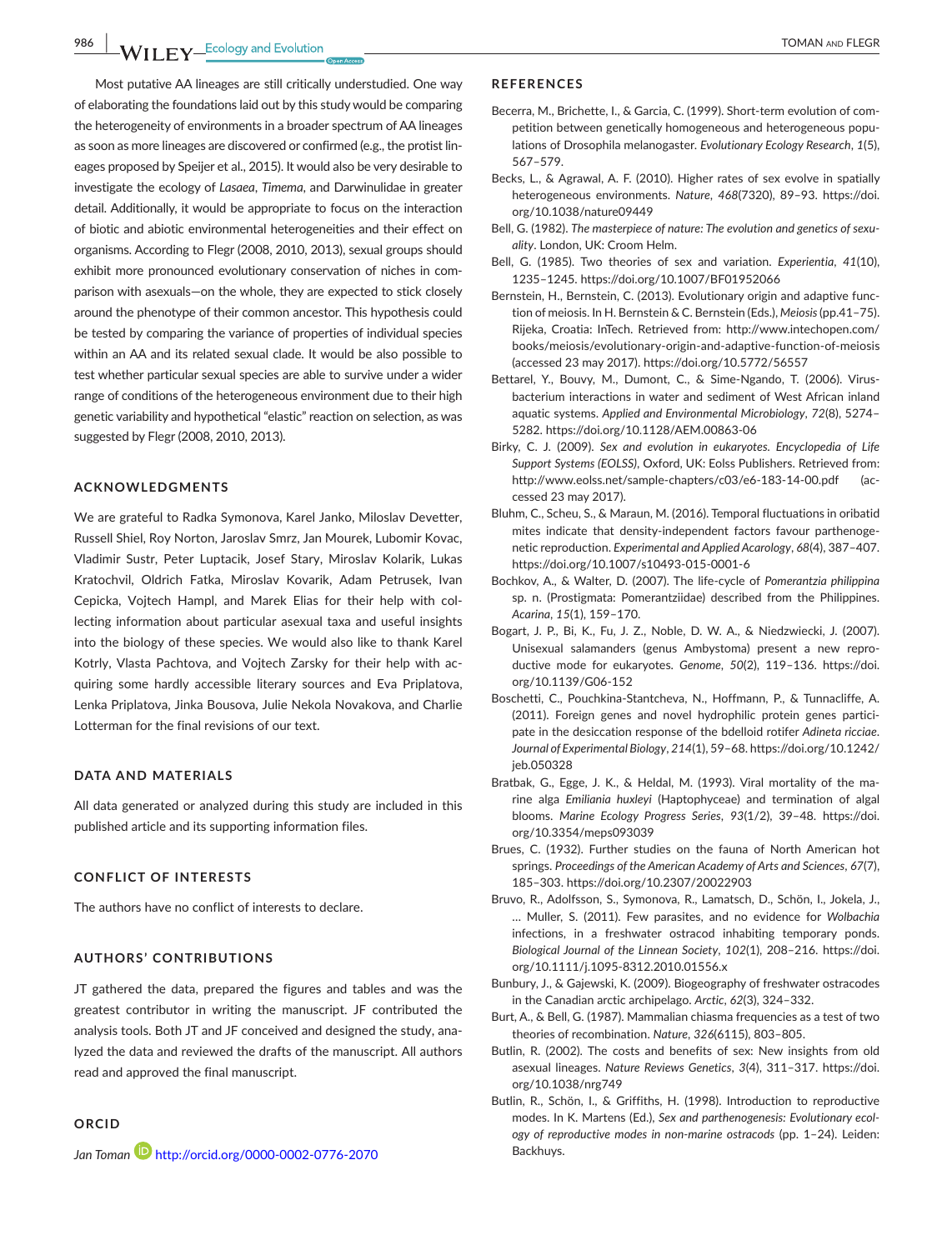Most putative AA lineages are still critically understudied. One way of elaborating the foundations laid out by this study would be comparing the heterogeneity of environments in a broader spectrum of AA lineages as soon as more lineages are discovered or confirmed (e.g., the protist lineages proposed by Speijer et al., 2015). It would also be very desirable to investigate the ecology of *Lasaea*, *Timema*, and Darwinulidae in greater detail. Additionally, it would be appropriate to focus on the interaction of biotic and abiotic environmental heterogeneities and their effect on organisms. According to Flegr (2008, 2010, 2013), sexual groups should exhibit more pronounced evolutionary conservation of niches in comparison with asexuals—on the whole, they are expected to stick closely around the phenotype of their common ancestor. This hypothesis could be tested by comparing the variance of properties of individual species within an AA and its related sexual clade. It would be also possible to test whether particular sexual species are able to survive under a wider range of conditions of the heterogeneous environment due to their high genetic variability and hypothetical "elastic" reaction on selection, as was suggested by Flegr (2008, 2010, 2013).

## ACKNOWLEDGMENTS

We are grateful to Radka Symonova, Karel Janko, Miloslav Devetter, Russell Shiel, Roy Norton, Jaroslav Smrz, Jan Mourek, Lubomir Kovac, Vladimir Sustr, Peter Luptacik, Josef Stary, Miroslav Kolarik, Lukas Kratochvil, Oldrich Fatka, Miroslav Kovarik, Adam Petrusek, Ivan Cepicka, Vojtech Hampl, and Marek Elias for their help with collecting information about particular asexual taxa and useful insights into the biology of these species. We would also like to thank Karel Kotrly, Vlasta Pachtova, and Vojtech Zarsky for their help with acquiring some hardly accessible literary sources and Eva Priplatova, Lenka Priplatova, Jinka Bousova, Julie Nekola Novakova, and Charlie Lotterman for the final revisions of our text.

## DATA AND MATERIALS

All data generated or analyzed during this study are included in this published article and its supporting information files.

## CONFLICT OF INTERESTS

The authors have no conflict of interests to declare.

## AUTHORS' CONTRIBUTIONS

JT gathered the data, prepared the figures and tables and was the greatest contributor in writing the manuscript. JF contributed the analysis tools. Both JT and JF conceived and designed the study, analyzed the data and reviewed the drafts of the manuscript. All authors read and approved the final manuscript.

## ORCID

*Jan Toman* http://orcid.org/0000-0002-0776-2070

## REFERENCES

Becerra, M., Brichette, I., & Garcia, C. (1999). Short-term evolution of competition between genetically homogeneous and heterogeneous populations of Drosophila melanogaster. *Evolutionary Ecology Research*, *1*(5), 567–579.

Becks, L., & Agrawal, A. F. (2010). Higher rates of sex evolve in spatially heterogeneous environments. *Nature*, *468*(7320), 89–93. https://doi.org/10.1038/nature09449

Bell, G. (1982). *The masterpiece of nature: The evolution and genetics of sexuality*. London, UK: Croom Helm.

Bell, G. (1985). Two theories of sex and variation. *Experientia*, *41*(10), 1235–1245. https://doi.org/10.1007/BF01952066

Bernstein, H., Bernstein, C. (2013). Evolutionary origin and adaptive function of meiosis. In H. Bernstein & C. Bernstein (Eds.), *Meiosis* (pp.41–75). Rijeka, Croatia: InTech. Retrieved from: http://www.intechopen.com/books/meiosis/evolutionary-origin-and-adaptive-function-of-meiosis (accessed 23 may 2017). https://doi.org/10.5772/56557

Bettarel, Y., Bouvy, M., Dumont, C., & Sime-Ngando, T. (2006). Virus-bacterium interactions in water and sediment of West African inland aquatic systems. *Applied and Environmental Microbiology*, *72*(8), 5274–5282. https://doi.org/10.1128/AEM.00863-06

Birky, C. J. (2009). *Sex and evolution in eukaryotes. Encyclopedia of Life Support Systems (EOLSS)*, Oxford, UK: Eolss Publishers. Retrieved from: http://www.eolss.net/sample-chapters/c03/e6-183-14-00.pdf (accessed 23 may 2017).

Bluhm, C., Scheu, S., & Maraun, M. (2016). Temporal fluctuations in oribatid mites indicate that density-independent factors favour parthenogenetic reproduction. *Experimental and Applied Acarology*, *68*(4), 387–407. https://doi.org/10.1007/s10493-015-0001-6

Bochkov, A., & Walter, D. (2007). The life-cycle of *Pomerantzia philippina* sp. n. (Prostigmata: Pomerantziidae) described from the Philippines. *Acarina*, *15*(1), 159–170.

Bogart, J. P., Bi, K., Fu, J. Z., Noble, D. W. A., & Niedzwiecki, J. (2007). Unisexual salamanders (genus Ambystoma) present a new reproductive mode for eukaryotes. *Genome*, *50*(2), 119–136. https://doi.org/10.1139/G06-152

Boschetti, C., Pouchkina-Stantcheva, N., Hoffmann, P., & Tunnacliffe, A. (2011). Foreign genes and novel hydrophilic protein genes participate in the desiccation response of the bdelloid rotifer *Adineta ricciae*. *Journal of Experimental Biology*, *214*(1), 59–68. https://doi.org/10.1242/jeb.050328

Bratbak, G., Egge, J. K., & Heldal, M. (1993). Viral mortality of the marine alga *Emiliania huxleyi* (Haptophyceae) and termination of algal blooms. *Marine Ecology Progress Series*, *93*(1/2), 39–48. https://doi.org/10.3354/meps093039

Brues, C. (1932). Further studies on the fauna of North American hot springs. *Proceedings of the American Academy of Arts and Sciences*, *67*(7), 185–303. https://doi.org/10.2307/20022903

Bruvo, R., Adolfsson, S., Symonova, R., Lamatsch, D., Schön, I., Jokela, J., … Muller, S. (2011). Few parasites, and no evidence for *Wolbachia* infections, in a freshwater ostracod inhabiting temporary ponds. *Biological Journal of the Linnean Society*, *102*(1), 208–216. https://doi.org/10.1111/j.1095-8312.2010.01556.x

Bunbury, J., & Gajewski, K. (2009). Biogeography of freshwater ostracodes in the Canadian arctic archipelago. *Arctic*, *62*(3), 324–332.

Burt, A., & Bell, G. (1987). Mammalian chiasma frequencies as a test of two theories of recombination. *Nature*, *326*(6115), 803–805.

Butlin, R. (2002). The costs and benefits of sex: New insights from old asexual lineages. *Nature Reviews Genetics*, *3*(4), 311–317. https://doi.org/10.1038/nrg749

Butlin, R., Schön, I., & Griffiths, H. (1998). Introduction to reproductive modes. In K. Martens (Ed.), *Sex and parthenogenesis: Evolutionary ecology of reproductive modes in non-marine ostracods* (pp. 1–24). Leiden: Backhuys.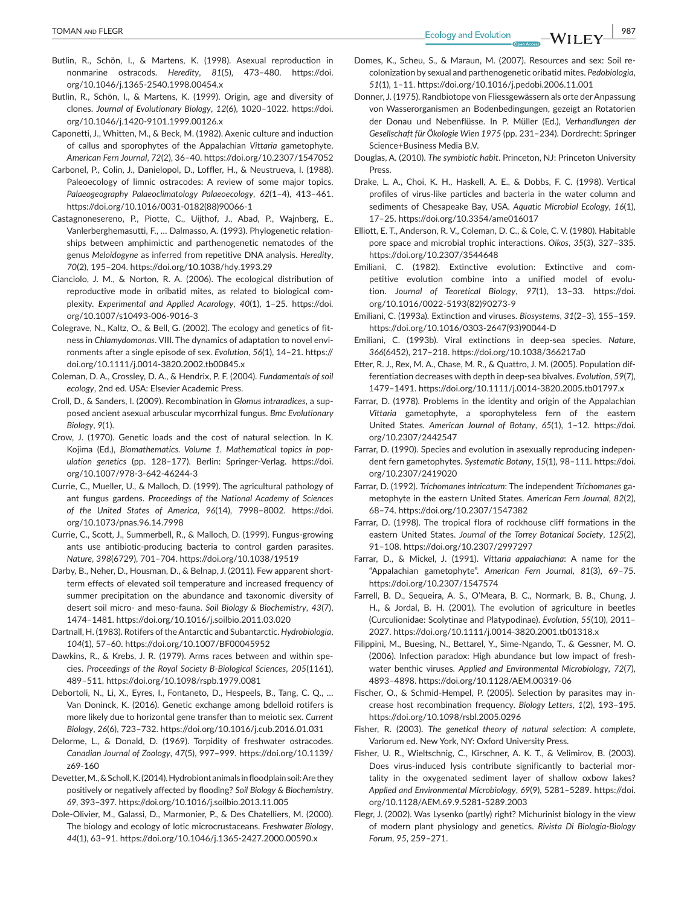Butlin, R., Schön, I., & Martens, K. (1998). Asexual reproduction in nonmarine ostracods. *Heredity*, *81*(5), 473–480. https://doi.org/10.1046/j.1365-2540.1998.00454.x

Butlin, R., Schön, I., & Martens, K. (1999). Origin, age and diversity of clones. *Journal of Evolutionary Biology*, *12*(6), 1020–1022. https://doi.org/10.1046/j.1420-9101.1999.00126.x

Caponetti, J., Whitten, M., & Beck, M. (1982). Axenic culture and induction of callus and sporophytes of the Appalachian *Vittaria* gametophyte. *American Fern Journal*, *72*(2), 36–40. https://doi.org/10.2307/1547052

Carbonel, P., Colin, J., Danielopol, D., Loffler, H., & Neustrueva, I. (1988). Paleoecology of limnic ostracodes: A review of some major topics. *Palaeogeography Palaeoclimatology Palaeoecology*, *62*(1–4), 413–461. https://doi.org/10.1016/0031-0182(88)90066-1

Castagnonesereno, P., Piotte, C., Uijthof, J., Abad, P., Wajnberg, E., Vanlerberghemasutti, F., … Dalmasso, A. (1993). Phylogenetic relationships between amphimictic and parthenogenetic nematodes of the genus *Meloidogyne* as inferred from repetitive DNA analysis. *Heredity*, *70*(2), 195–204. https://doi.org/10.1038/hdy.1993.29

Cianciolo, J. M., & Norton, R. A. (2006). The ecological distribution of reproductive mode in oribatid mites, as related to biological complexity. *Experimental and Applied Acarology*, *40*(1), 1–25. https://doi.org/10.1007/s10493-006-9016-3

Colegrave, N., Kaltz, O., & Bell, G. (2002). The ecology and genetics of fitness in *Chlamydomonas*. VIII. The dynamics of adaptation to novel environments after a single episode of sex. *Evolution*, *56*(1), 14–21. https://doi.org/10.1111/j.0014-3820.2002.tb00845.x

Coleman, D. A., Crossley, D. A., & Hendrix, P. F. (2004). *Fundamentals of soil ecology*, 2nd ed. USA: Elsevier Academic Press.

Croll, D., & Sanders, I. (2009). Recombination in *Glomus intraradices*, a supposed ancient asexual arbuscular mycorrhizal fungus. *Bmc Evolutionary Biology*, *9*(1).

Crow, J. (1970). Genetic loads and the cost of natural selection. In K. Kojima (Ed.), *Biomathematics. Volume 1. Mathematical topics in population genetics* (pp. 128–177). Berlin: Springer-Verlag. https://doi.org/10.1007/978-3-642-46244-3

Currie, C., Mueller, U., & Malloch, D. (1999). The agricultural pathology of ant fungus gardens. *Proceedings of the National Academy of Sciences of the United States of America*, *96*(14), 7998–8002. https://doi.org/10.1073/pnas.96.14.7998

Currie, C., Scott, J., Summerbell, R., & Malloch, D. (1999). Fungus-growing ants use antibiotic-producing bacteria to control garden parasites. *Nature*, *398*(6729), 701–704. https://doi.org/10.1038/19519

Darby, B., Neher, D., Housman, D., & Belnap, J. (2011). Few apparent short-term effects of elevated soil temperature and increased frequency of summer precipitation on the abundance and taxonomic diversity of desert soil micro- and meso-fauna. *Soil Biology & Biochemistry*, *43*(7), 1474–1481. https://doi.org/10.1016/j.soilbio.2011.03.020

Dartnall, H. (1983). Rotifers of the Antarctic and Subantarctic. *Hydrobiologia*, *104*(1), 57–60. https://doi.org/10.1007/BF00045952

Dawkins, R., & Krebs, J. R. (1979). Arms races between and within species. *Proceedings of the Royal Society B-Biological Sciences*, *205*(1161), 489–511. https://doi.org/10.1098/rspb.1979.0081

Debortoli, N., Li, X., Eyres, I., Fontaneto, D., Hespeels, B., Tang, C. Q., … Van Doninck, K. (2016). Genetic exchange among bdelloid rotifers is more likely due to horizontal gene transfer than to meiotic sex. *Current Biology*, *26*(6), 723–732. https://doi.org/10.1016/j.cub.2016.01.031

Delorme, L., & Donald, D. (1969). Torpidity of freshwater ostracodes. *Canadian Journal of Zoology*, *47*(5), 997–999. https://doi.org/10.1139/z69-160

Devetter, M., & Scholl, K. (2014). Hydrobiont animals in floodplain soil: Are they positively or negatively affected by flooding? *Soil Biology & Biochemistry*, *69*, 393–397. https://doi.org/10.1016/j.soilbio.2013.11.005

Dole-Olivier, M., Galassi, D., Marmonier, P., & Des Chatelliers, M. (2000). The biology and ecology of lotic microcrustaceans. *Freshwater Biology*, *44*(1), 63–91. https://doi.org/10.1046/j.1365-2427.2000.00590.x

Domes, K., Scheu, S., & Maraun, M. (2007). Resources and sex: Soil re-colonization by sexual and parthenogenetic oribatid mites. *Pedobiologia*, *51*(1), 1–11. https://doi.org/10.1016/j.pedobi.2006.11.001

Donner, J. (1975). Randbiotope von Fliessgewässern als orte der Anpassung von Wasserorganismen an Bodenbedingungen, gezeigt an Rotatorien der Donau und Nebenflüsse. In P. Müller (Ed.), *Verhandlungen der Gesellschaft für Ökologie Wien 1975* (pp. 231–234). Dordrecht: Springer Science+Business Media B.V.

Douglas, A. (2010). *The symbiotic habit*. Princeton, NJ: Princeton University Press.

Drake, L. A., Choi, K. H., Haskell, A. E., & Dobbs, F. C. (1998). Vertical profiles of virus-like particles and bacteria in the water column and sediments of Chesapeake Bay, USA. *Aquatic Microbial Ecology*, *16*(1), 17–25. https://doi.org/10.3354/ame016017

Elliott, E. T., Anderson, R. V., Coleman, D. C., & Cole, C. V. (1980). Habitable pore space and microbial trophic interactions. *Oikos*, *35*(3), 327–335. https://doi.org/10.2307/3544648

Emiliani, C. (1982). Extinctive evolution: Extinctive and competitive evolution combine into a unified model of evolution. *Journal of Teoretical Biology*, *97*(1), 13–33. https://doi.org/10.1016/0022-5193(82)90273-9

Emiliani, C. (1993a). Extinction and viruses. *Biosystems*, *31*(2–3), 155–159. https://doi.org/10.1016/0303-2647(93)90044-D

Emiliani, C. (1993b). Viral extinctions in deep-sea species. *Nature*, *366*(6452), 217–218. https://doi.org/10.1038/366217a0

Etter, R. J., Rex, M. A., Chase, M. R., & Quattro, J. M. (2005). Population differentiation decreases with depth in deep-sea bivalves. *Evolution*, *59*(7), 1479–1491. https://doi.org/10.1111/j.0014-3820.2005.tb01797.x

Farrar, D. (1978). Problems in the identity and origin of the Appalachian *Vittaria* gametophyte, a sporophyteless fern of the eastern United States. *American Journal of Botany*, *65*(1), 1–12. https://doi.org/10.2307/2442547

Farrar, D. (1990). Species and evolution in asexually reproducing independent fern gametophytes. *Systematic Botany*, *15*(1), 98–111. https://doi.org/10.2307/2419020

Farrar, D. (1992). *Trichomanes intricatum*: The independent *Trichomanes* gametophyte in the eastern United States. *American Fern Journal*, *82*(2), 68–74. https://doi.org/10.2307/1547382

Farrar, D. (1998). The tropical flora of rockhouse cliff formations in the eastern United States. *Journal of the Torrey Botanical Society*, *125*(2), 91–108. https://doi.org/10.2307/2997297

Farrar, D., & Mickel, J. (1991). *Vittaria appalachiana*: A name for the "Appalachian gametophyte". *American Fern Journal*, *81*(3), 69–75. https://doi.org/10.2307/1547574

Farrell, B. D., Sequeira, A. S., O'Meara, B. C., Normark, B. B., Chung, J. H., & Jordal, B. H. (2001). The evolution of agriculture in beetles (Curculionidae: Scolytinae and Platypodinae). *Evolution*, *55*(10), 2011–2027. https://doi.org/10.1111/j.0014-3820.2001.tb01318.x

Filippini, M., Buesing, N., Bettarel, Y., Sime-Ngando, T., & Gessner, M. O. (2006). Infection paradox: High abundance but low impact of freshwater benthic viruses. *Applied and Environmental Microbiology*, *72*(7), 4893–4898. https://doi.org/10.1128/AEM.00319-06

Fischer, O., & Schmid-Hempel, P. (2005). Selection by parasites may increase host recombination frequency. *Biology Letters*, *1*(2), 193–195. https://doi.org/10.1098/rsbl.2005.0296

Fisher, R. (2003). *The genetical theory of natural selection: A complete*, Variorum ed. New York, NY: Oxford University Press.

Fisher, U. R., Wieltschnig, C., Kirschner, A. K. T., & Velimirov, B. (2003). Does virus-induced lysis contribute significantly to bacterial mortality in the oxygenated sediment layer of shallow oxbow lakes? *Applied and Environmental Microbiology*, *69*(9), 5281–5289. https://doi.org/10.1128/AEM.69.9.5281-5289.2003

Flegr, J. (2002). Was Lysenko (partly) right? Michurinist biology in the view of modern plant physiology and genetics. *Rivista Di Biologia-Biology Forum*, *95*, 259–271.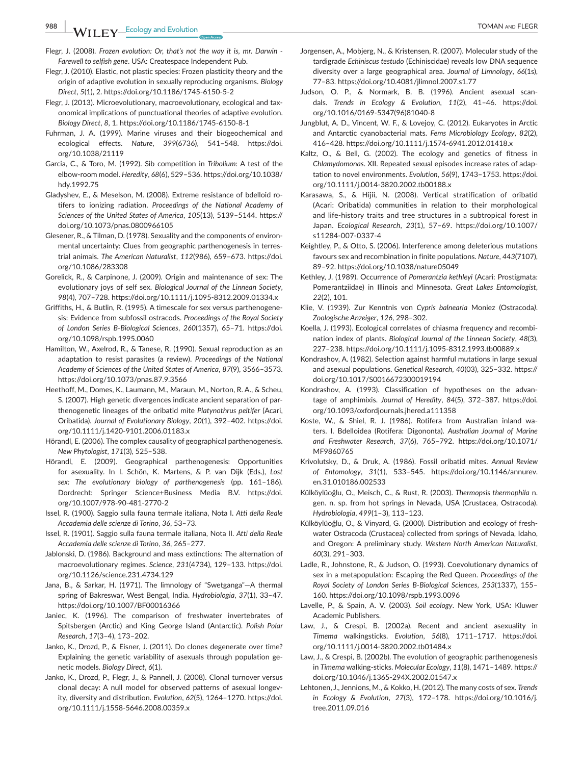Flegr, J. (2008). *Frozen evolution: Or, that's not the way it is, mr. Darwin - Farewell to selfish gene*. USA: Createspace Independent Pub.

Flegr, J. (2010). Elastic, not plastic species: Frozen plasticity theory and the origin of adaptive evolution in sexually reproducing organisms. *Biology Direct*, *5*(1), 2. https://doi.org/10.1186/1745-6150-5-2

Flegr, J. (2013). Microevolutionary, macroevolutionary, ecological and taxonomical implications of punctuational theories of adaptive evolution. *Biology Direct*, *8*, 1. https://doi.org/10.1186/1745-6150-8-1

Fuhrman, J. A. (1999). Marine viruses and their biogeochemical and ecological effects. *Nature*, *399*(6736), 541–548. https://doi.org/10.1038/21119

Garcia, C., & Toro, M. (1992). Sib competition in *Tribolium*: A test of the elbow-room model. *Heredity*, *68*(6), 529–536. https://doi.org/10.1038/hdy.1992.75

Gladyshev, E., & Meselson, M. (2008). Extreme resistance of bdelloid rotifers to ionizing radiation. *Proceedings of the National Academy of Sciences of the United States of America*, *105*(13), 5139–5144. https://doi.org/10.1073/pnas.0800966105

Glesener, R., & Tilman, D. (1978). Sexuality and the components of environmental uncertainty: Clues from geographic parthenogenesis in terrestrial animals. *The American Naturalist*, *112*(986), 659–673. https://doi.org/10.1086/283308

Gorelick, R., & Carpinone, J. (2009). Origin and maintenance of sex: The evolutionary joys of self sex. *Biological Journal of the Linnean Society*, *98*(4), 707–728. https://doi.org/10.1111/j.1095-8312.2009.01334.x

Griffiths, H., & Butlin, R. (1995). A timescale for sex versus parthenogenesis: Evidence from subfossil ostracods. *Proceedings of the Royal Society of London Series B-Biological Sciences*, *260*(1357), 65–71. https://doi.org/10.1098/rspb.1995.0060

Hamilton, W., Axelrod, R., & Tanese, R. (1990). Sexual reproduction as an adaptation to resist parasites (a review). *Proceedings of the National Academy of Sciences of the United States of America*, *87*(9), 3566–3573. https://doi.org/10.1073/pnas.87.9.3566

Heethoff, M., Domes, K., Laumann, M., Maraun, M., Norton, R. A., & Scheu, S. (2007). High genetic divergences indicate ancient separation of parthenogenetic lineages of the oribatid mite *Platynothrus peltifer* (Acari, Oribatida). *Journal of Evolutionary Biology*, *20*(1), 392–402. https://doi.org/10.1111/j.1420-9101.2006.01183.x

Hörandl, E. (2006). The complex causality of geographical parthenogenesis. *New Phytologist*, *171*(3), 525–538.

Hörandl, E. (2009). Geographical parthenogenesis: Opportunities for asexuality. In I. Schön, K. Martens, & P. van Dijk (Eds.), *Lost sex: The evolutionary biology of parthenogenesis* (pp. 161–186). Dordrecht: Springer Science+Business Media B.V. https://doi.org/10.1007/978-90-481-2770-2

Issel, R. (1900). Saggio sulla fauna termale italiana, Nota I. *Atti della Reale Accademia delle scienze di Torino*, *36*, 53–73.

Issel, R. (1901). Saggio sulla fauna termale italiana, Nota II. *Atti della Reale Accademia delle scienze di Torino*, *36*, 265–277.

Jablonski, D. (1986). Background and mass extinctions: The alternation of macroevolutionary regimes. *Science*, *231*(4734), 129–133. https://doi.org/10.1126/science.231.4734.129

Jana, B., & Sarkar, H. (1971). The limnology of "Swetganga"—A thermal spring of Bakreswar, West Bengal, India. *Hydrobiologia*, *37*(1), 33–47. https://doi.org/10.1007/BF00016366

Janiec, K. (1996). The comparison of freshwater invertebrates of Spitsbergen (Arctic) and King George Island (Antarctic). *Polish Polar Research*, *17*(3–4), 173–202.

Janko, K., Drozd, P., & Eisner, J. (2011). Do clones degenerate over time? Explaining the genetic variability of asexuals through population genetic models. *Biology Direct*, *6*(1).

Janko, K., Drozd, P., Flegr, J., & Pannell, J. (2008). Clonal turnover versus clonal decay: A null model for observed patterns of asexual longevity, diversity and distribution. *Evolution*, *62*(5), 1264–1270. https://doi.org/10.1111/j.1558-5646.2008.00359.x

Jorgensen, A., Mobjerg, N., & Kristensen, R. (2007). Molecular study of the tardigrade *Echiniscus testudo* (Echiniscidae) reveals low DNA sequence diversity over a large geographical area. *Journal of Limnology*, *66*(1s), 77–83. https://doi.org/10.4081/jlimnol.2007.s1.77

Judson, O. P., & Normark, B. B. (1996). Ancient asexual scandals. *Trends in Ecology & Evolution*, *11*(2), 41–46. https://doi.org/10.1016/0169-5347(96)81040-8

Jungblut, A. D., Vincent, W. F., & Lovejoy, C. (2012). Eukaryotes in Arctic and Antarctic cyanobacterial mats. *Fems Microbiology Ecology*, *82*(2), 416–428. https://doi.org/10.1111/j.1574-6941.2012.01418.x

Kaltz, O., & Bell, G. (2002). The ecology and genetics of fitness in *Chlamydomonas*. XII. Repeated sexual episodes increase rates of adaptation to novel environments. *Evolution*, *56*(9), 1743–1753. https://doi.org/10.1111/j.0014-3820.2002.tb00188.x

Karasawa, S., & Hijii, N. (2008). Vertical stratification of oribatid (Acari: Oribatida) communities in relation to their morphological and life-history traits and tree structures in a subtropical forest in Japan. *Ecological Research*, *23*(1), 57–69. https://doi.org/10.1007/s11284-007-0337-4

Keightley, P., & Otto, S. (2006). Interference among deleterious mutations favours sex and recombination in finite populations. *Nature*, *443*(7107), 89–92. https://doi.org/10.1038/nature05049

Kethley, J. (1989). Occurrence of *Pomerantzia kethleyi* (Acari: Prostigmata: Pomerantziidae) in Illinois and Minnesota. *Great Lakes Entomologist*, *22*(2), 101.

Klie, V. (1939). Zur Kenntnis von *Cypris balnearia* Moniez (Ostracoda). *Zoologische Anzeiger*, *126*, 298–302.

Koella, J. (1993). Ecological correlates of chiasma frequency and recombination index of plants. *Biological Journal of the Linnean Society*, *48*(3), 227–238. https://doi.org/10.1111/j.1095-8312.1993.tb00889.x

Kondrashov, A. (1982). Selection against harmful mutations in large sexual and asexual populations. *Genetical Research*, *40*(03), 325–332. https://doi.org/10.1017/S0016672300019194

Kondrashov, A. (1993). Classification of hypotheses on the advantage of amphimixis. *Journal of Heredity*, *84*(5), 372–387. https://doi.org/10.1093/oxfordjournals.jhered.a111358

Koste, W., & Shiel, R. J. (1986). Rotifera from Australian inland waters. I. Bdelloidea (Rotifera: Digononta). *Australian Journal of Marine and Freshwater Research*, *37*(6), 765–792. https://doi.org/10.1071/MF9860765

Krivolutsky, D., & Druk, A. (1986). Fossil oribatid mites. *Annual Review of Entomology*, *31*(1), 533–545. https://doi.org/10.1146/annurev.en.31.010186.002533

Külköylüoğlu, O., Meisch, C., & Rust, R. (2003). *Thermopsis thermophila* n. gen. n. sp. from hot springs in Nevada, USA (Crustacea, Ostracoda). *Hydrobiologia*, *499*(1–3), 113–123.

Külköylüoğlu, O., & Vinyard, G. (2000). Distribution and ecology of freshwater Ostracoda (Crustacea) collected from springs of Nevada, Idaho, and Oregon: A preliminary study. *Western North American Naturalist*, *60*(3), 291–303.

Ladle, R., Johnstone, R., & Judson, O. (1993). Coevolutionary dynamics of sex in a metapopulation: Escaping the Red Queen. *Proceedings of the Royal Society of London Series B-Biological Sciences*, *253*(1337), 155–160. https://doi.org/10.1098/rspb.1993.0096

Lavelle, P., & Spain, A. V. (2003). *Soil ecology*. New York, USA: Kluwer Academic Publishers.

Law, J., & Crespi, B. (2002a). Recent and ancient asexuality in *Timema* walkingsticks. *Evolution*, *56*(8), 1711–1717. https://doi.org/10.1111/j.0014-3820.2002.tb01484.x

Law, J., & Crespi, B. (2002b). The evolution of geographic parthenogenesis in *Timema* walking-sticks. *Molecular Ecology*, *11*(8), 1471–1489. https://doi.org/10.1046/j.1365-294X.2002.01547.x

Lehtonen, J., Jennions, M., & Kokko, H. (2012). The many costs of sex. *Trends in Ecology & Evolution*, *27*(3), 172–178. https://doi.org/10.1016/j.tree.2011.09.016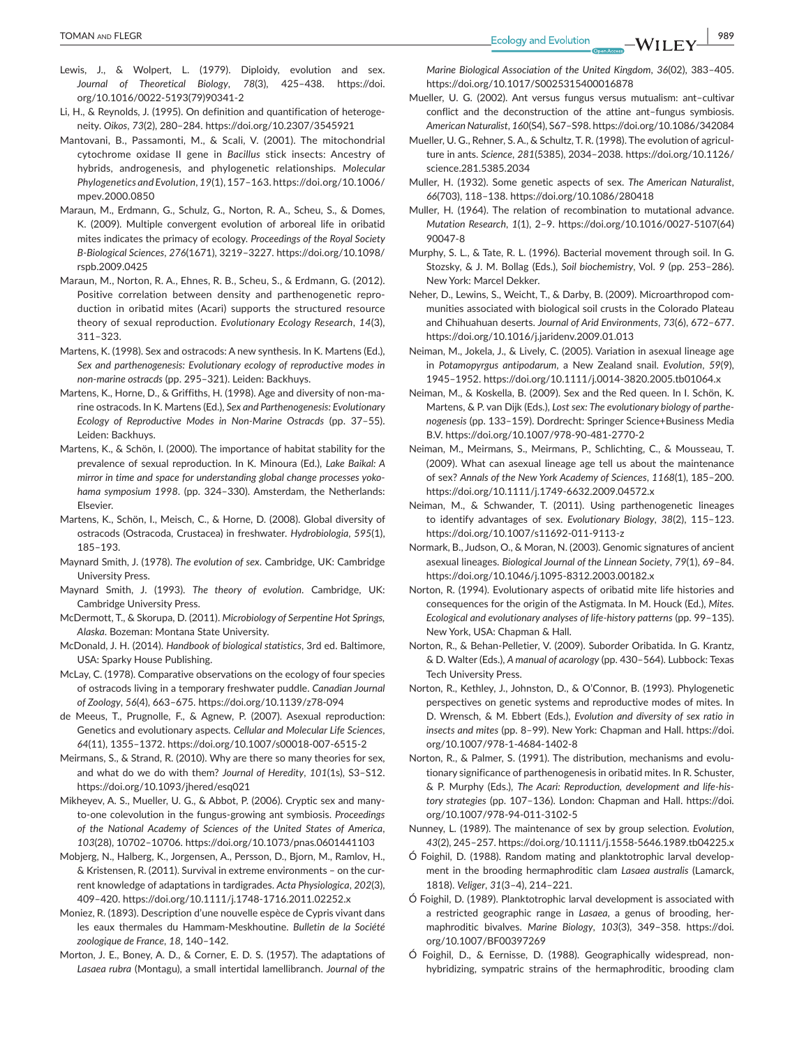Lewis, J., & Wolpert, L. (1979). Diploidy, evolution and sex. *Journal of Theoretical Biology*, *78*(3), 425–438. https://doi.org/10.1016/0022-5193(79)90341-2

Li, H., & Reynolds, J. (1995). On definition and quantification of heterogeneity. *Oikos*, *73*(2), 280–284. https://doi.org/10.2307/3545921

Mantovani, B., Passamonti, M., & Scali, V. (2001). The mitochondrial cytochrome oxidase II gene in *Bacillus* stick insects: Ancestry of hybrids, androgenesis, and phylogenetic relationships. *Molecular Phylogenetics and Evolution*, *19*(1), 157–163. https://doi.org/10.1006/mpev.2000.0850

Maraun, M., Erdmann, G., Schulz, G., Norton, R. A., Scheu, S., & Domes, K. (2009). Multiple convergent evolution of arboreal life in oribatid mites indicates the primacy of ecology. *Proceedings of the Royal Society B-Biological Sciences*, *276*(1671), 3219–3227. https://doi.org/10.1098/rspb.2009.0425

Maraun, M., Norton, R. A., Ehnes, R. B., Scheu, S., & Erdmann, G. (2012). Positive correlation between density and parthenogenetic reproduction in oribatid mites (Acari) supports the structured resource theory of sexual reproduction. *Evolutionary Ecology Research*, *14*(3), 311–323.

Martens, K. (1998). Sex and ostracods: A new synthesis. In K. Martens (Ed.), *Sex and parthenogenesis: Evolutionary ecology of reproductive modes in non-marine ostracods* (pp. 295–321). Leiden: Backhuys.

Martens, K., Horne, D., & Griffiths, H. (1998). Age and diversity of non-marine ostracods. In K. Martens (Ed.), *Sex and Parthenogenesis: Evolutionary Ecology of Reproductive Modes in Non-Marine Ostracods* (pp. 37–55). Leiden: Backhuys.

Martens, K., & Schön, I. (2000). The importance of habitat stability for the prevalence of sexual reproduction. In K. Minoura (Ed.), *Lake Baikal: A mirror in time and space for understanding global change processes yokohama symposium 1998*. (pp. 324–330). Amsterdam, the Netherlands: Elsevier.

Martens, K., Schön, I., Meisch, C., & Horne, D. (2008). Global diversity of ostracods (Ostracoda, Crustacea) in freshwater. *Hydrobiologia*, *595*(1), 185–193.

Maynard Smith, J. (1978). *The evolution of sex*. Cambridge, UK: Cambridge University Press.

Maynard Smith, J. (1993). *The theory of evolution*. Cambridge, UK: Cambridge University Press.

McDermott, T., & Skorupa, D. (2011). *Microbiology of Serpentine Hot Springs, Alaska*. Bozeman: Montana State University.

McDonald, J. H. (2014). *Handbook of biological statistics*, 3rd ed. Baltimore, USA: Sparky House Publishing.

McLay, C. (1978). Comparative observations on the ecology of four species of ostracods living in a temporary freshwater puddle. *Canadian Journal of Zoology*, *56*(4), 663–675. https://doi.org/10.1139/z78-094

de Meeus, T., Prugnolle, F., & Agnew, P. (2007). Asexual reproduction: Genetics and evolutionary aspects. *Cellular and Molecular Life Sciences*, *64*(11), 1355–1372. https://doi.org/10.1007/s00018-007-6515-2

Meirmans, S., & Strand, R. (2010). Why are there so many theories for sex, and what do we do with them? *Journal of Heredity*, *101*(1s), S3–S12. https://doi.org/10.1093/jhered/esq021

Mikheyev, A. S., Mueller, U. G., & Abbot, P. (2006). Cryptic sex and many-to-one colevolution in the fungus-growing ant symbiosis. *Proceedings of the National Academy of Sciences of the United States of America*, *103*(28), 10702–10706. https://doi.org/10.1073/pnas.0601441103

Mobjerg, N., Halberg, K., Jorgensen, A., Persson, D., Bjorn, M., Ramlov, H., & Kristensen, R. (2011). Survival in extreme environments – on the current knowledge of adaptations in tardigrades. *Acta Physiologica*, *202*(3), 409–420. https://doi.org/10.1111/j.1748-1716.2011.02252.x

Moniez, R. (1893). Description d'une nouvelle espèce de Cypris vivant dans les eaux thermales du Hammam-Meskhoutine. *Bulletin de la Société zoologique de France*, *18*, 140–142.

Morton, J. E., Boney, A. D., & Corner, E. D. S. (1957). The adaptations of *Lasaea rubra* (Montagu), a small intertidal lamellibranch. *Journal of the Marine Biological Association of the United Kingdom*, *36*(02), 383–405. https://doi.org/10.1017/S0025315400016878

Mueller, U. G. (2002). Ant versus fungus versus mutualism: ant–cultivar conflict and the deconstruction of the attine ant–fungus symbiosis. *American Naturalist*, *160*(S4), S67–S98. https://doi.org/10.1086/342084

Mueller, U. G., Rehner, S. A., & Schultz, T. R. (1998). The evolution of agriculture in ants. *Science*, *281*(5385), 2034–2038. https://doi.org/10.1126/science.281.5385.2034

Muller, H. (1932). Some genetic aspects of sex. *The American Naturalist*, *66*(703), 118–138. https://doi.org/10.1086/280418

Muller, H. (1964). The relation of recombination to mutational advance. *Mutation Research*, *1*(1), 2–9. https://doi.org/10.1016/0027-5107(64)90047-8

Murphy, S. L., & Tate, R. L. (1996). Bacterial movement through soil. In G. Stozsky, & J. M. Bollag (Eds.), *Soil biochemistry*, Vol. *9* (pp. 253–286). New York: Marcel Dekker.

Neher, D., Lewins, S., Weicht, T., & Darby, B. (2009). Microarthropod communities associated with biological soil crusts in the Colorado Plateau and Chihuahuan deserts. *Journal of Arid Environments*, *73*(6), 672–677. https://doi.org/10.1016/j.jaridenv.2009.01.013

Neiman, M., Jokela, J., & Lively, C. (2005). Variation in asexual lineage age in *Potamopyrgus antipodarum*, a New Zealand snail. *Evolution*, *59*(9), 1945–1952. https://doi.org/10.1111/j.0014-3820.2005.tb01064.x

Neiman, M., & Koskella, B. (2009). Sex and the Red queen. In I. Schön, K. Martens, & P. van Dijk (Eds.), *Lost sex: The evolutionary biology of parthenogenesis* (pp. 133–159). Dordrecht: Springer Science+Business Media B.V. https://doi.org/10.1007/978-90-481-2770-2

Neiman, M., Meirmans, S., Meirmans, P., Schlichting, C., & Mousseau, T. (2009). What can asexual lineage age tell us about the maintenance of sex? *Annals of the New York Academy of Sciences*, *1168*(1), 185–200. https://doi.org/10.1111/j.1749-6632.2009.04572.x

Neiman, M., & Schwander, T. (2011). Using parthenogenetic lineages to identify advantages of sex. *Evolutionary Biology*, *38*(2), 115–123. https://doi.org/10.1007/s11692-011-9113-z

Normark, B., Judson, O., & Moran, N. (2003). Genomic signatures of ancient asexual lineages. *Biological Journal of the Linnean Society*, *79*(1), 69–84. https://doi.org/10.1046/j.1095-8312.2003.00182.x

Norton, R. (1994). Evolutionary aspects of oribatid mite life histories and consequences for the origin of the Astigmata. In M. Houck (Ed.), *Mites. Ecological and evolutionary analyses of life-history patterns* (pp. 99–135). New York, USA: Chapman & Hall.

Norton, R., & Behan-Pelletier, V. (2009). Suborder Oribatida. In G. Krantz, & D. Walter (Eds.), *A manual of acarology* (pp. 430–564). Lubbock: Texas Tech University Press.

Norton, R., Kethley, J., Johnston, D., & O'Connor, B. (1993). Phylogenetic perspectives on genetic systems and reproductive modes of mites. In D. Wrensch, & M. Ebbert (Eds.), *Evolution and diversity of sex ratio in insects and mites* (pp. 8–99). New York: Chapman and Hall. https://doi.org/10.1007/978-1-4684-1402-8

Norton, R., & Palmer, S. (1991). The distribution, mechanisms and evolutionary significance of parthenogenesis in oribatid mites. In R. Schuster, & P. Murphy (Eds.), *The Acari: Reproduction, development and life-history strategies* (pp. 107–136). London: Chapman and Hall. https://doi.org/10.1007/978-94-011-3102-5

Nunney, L. (1989). The maintenance of sex by group selection. *Evolution*, *43*(2), 245–257. https://doi.org/10.1111/j.1558-5646.1989.tb04225.x

Ó Foighil, D. (1988). Random mating and planktotrophic larval development in the brooding hermaphroditic clam *Lasaea australis* (Lamarck, 1818). *Veliger*, *31*(3–4), 214–221.

Ó Foighil, D. (1989). Planktotrophic larval development is associated with a restricted geographic range in *Lasaea*, a genus of brooding, hermaphroditic bivalves. *Marine Biology*, *103*(3), 349–358. https://doi.org/10.1007/BF00397269

Ó Foighil, D., & Eernisse, D. (1988). Geographically widespread, non-hybridizing, sympatric strains of the hermaphroditic, brooding clam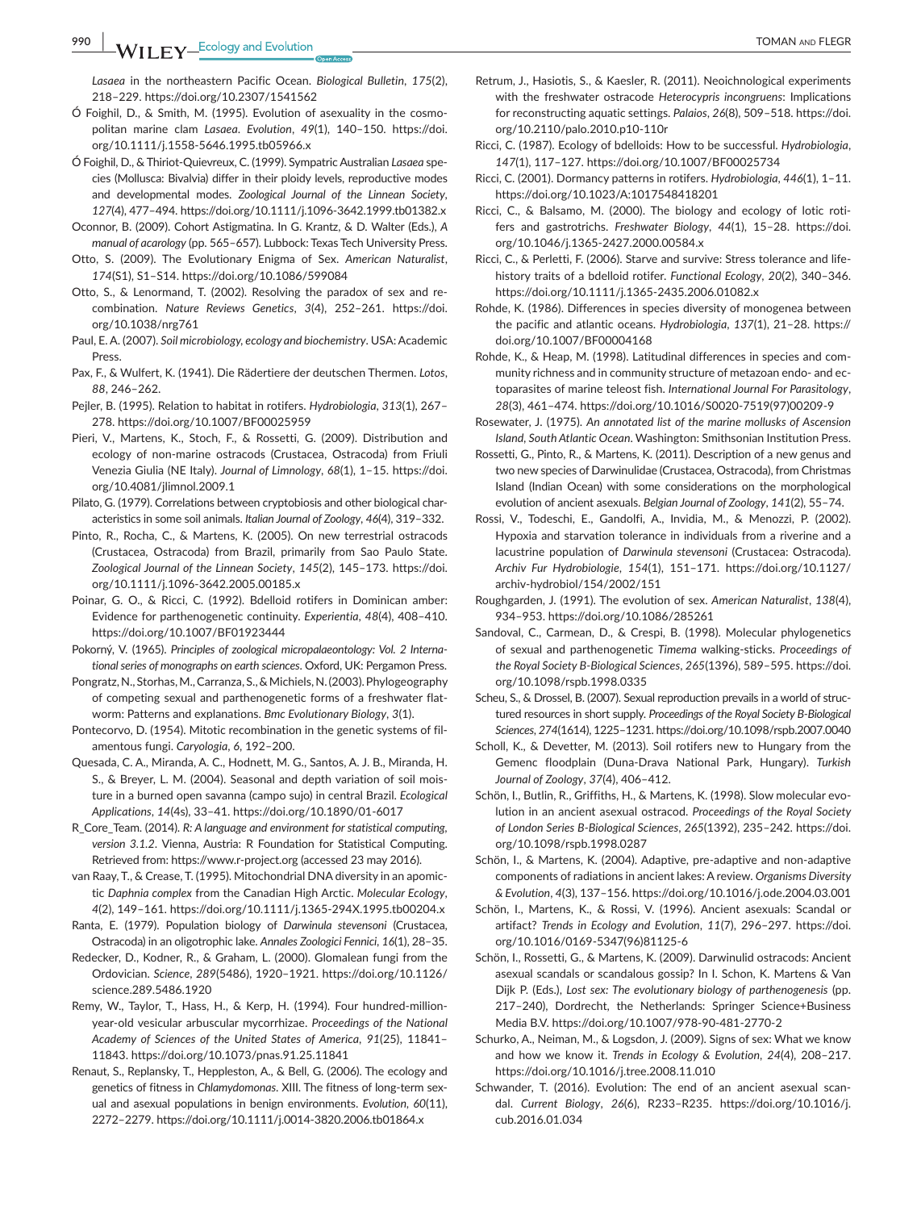*Lasaea* in the northeastern Pacific Ocean. *Biological Bulletin*, *175*(2), 218–229. https://doi.org/10.2307/1541562

Ó Foighil, D., & Smith, M. (1995). Evolution of asexuality in the cosmopolitan marine clam *Lasaea*. *Evolution*, *49*(1), 140–150. https://doi.org/10.1111/j.1558-5646.1995.tb05966.x

Ó Foighil, D., & Thiriot-Quievreux, C. (1999). Sympatric Australian *Lasaea* species (Mollusca: Bivalvia) differ in their ploidy levels, reproductive modes and developmental modes. *Zoological Journal of the Linnean Society*, *127*(4), 477–494. https://doi.org/10.1111/j.1096-3642.1999.tb01382.x

Oconnor, B. (2009). Cohort Astigmatina. In G. Krantz, & D. Walter (Eds.), *A manual of acarology* (pp. 565–657). Lubbock: Texas Tech University Press.

Otto, S. (2009). The Evolutionary Enigma of Sex. *American Naturalist*, *174*(S1), S1–S14. https://doi.org/10.1086/599084

Otto, S., & Lenormand, T. (2002). Resolving the paradox of sex and recombination. *Nature Reviews Genetics*, *3*(4), 252–261. https://doi.org/10.1038/nrg761

Paul, E. A. (2007). *Soil microbiology, ecology and biochemistry*. USA: Academic Press.

Pax, F., & Wulfert, K. (1941). Die Rädertiere der deutschen Thermen. *Lotos*, *88*, 246–262.

Pejler, B. (1995). Relation to habitat in rotifers. *Hydrobiologia*, *313*(1), 267–278. https://doi.org/10.1007/BF00025959

Pieri, V., Martens, K., Stoch, F., & Rossetti, G. (2009). Distribution and ecology of non-marine ostracods (Crustacea, Ostracoda) from Friuli Venezia Giulia (NE Italy). *Journal of Limnology*, *68*(1), 1–15. https://doi.org/10.4081/jlimnol.2009.1

Pilato, G. (1979). Correlations between cryptobiosis and other biological characteristics in some soil animals. *Italian Journal of Zoology*, *46*(4), 319–332.

Pinto, R., Rocha, C., & Martens, K. (2005). On new terrestrial ostracods (Crustacea, Ostracoda) from Brazil, primarily from Sao Paulo State. *Zoological Journal of the Linnean Society*, *145*(2), 145–173. https://doi.org/10.1111/j.1096-3642.2005.00185.x

Poinar, G. O., & Ricci, C. (1992). Bdelloid rotifers in Dominican amber: Evidence for parthenogenetic continuity. *Experientia*, *48*(4), 408–410. https://doi.org/10.1007/BF01923444

Pokorný, V. (1965). *Principles of zoological micropalaeontology: Vol. 2 International series of monographs on earth sciences*. Oxford, UK: Pergamon Press.

Pongratz, N., Storhas, M., Carranza, S., & Michiels, N. (2003). Phylogeography of competing sexual and parthenogenetic forms of a freshwater flatworm: Patterns and explanations. *Bmc Evolutionary Biology*, *3*(1).

Pontecorvo, D. (1954). Mitotic recombination in the genetic systems of filamentous fungi. *Caryologia*, *6*, 192–200.

Quesada, C. A., Miranda, A. C., Hodnett, M. G., Santos, A. J. B., Miranda, H. S., & Breyer, L. M. (2004). Seasonal and depth variation of soil moisture in a burned open savanna (campo sujo) in central Brazil. *Ecological Applications*, *14*(4s), 33–41. https://doi.org/10.1890/01-6017

R_Core_Team. (2014). *R: A language and environment for statistical computing, version 3.1.2*. Vienna, Austria: R Foundation for Statistical Computing. Retrieved from: https://www.r-project.org (accessed 23 may 2016).

van Raay, T., & Crease, T. (1995). Mitochondrial DNA diversity in an apomictic *Daphnia complex* from the Canadian High Arctic. *Molecular Ecology*, *4*(2), 149–161. https://doi.org/10.1111/j.1365-294X.1995.tb00204.x

Ranta, E. (1979). Population biology of *Darwinula stevensoni* (Crustacea, Ostracoda) in an oligotrophic lake. *Annales Zoologici Fennici*, *16*(1), 28–35.

Redecker, D., Kodner, R., & Graham, L. (2000). Glomalean fungi from the Ordovician. *Science*, *289*(5486), 1920–1921. https://doi.org/10.1126/science.289.5486.1920

Remy, W., Taylor, T., Hass, H., & Kerp, H. (1994). Four hundred-million-year-old vesicular arbuscular mycorrhizae. *Proceedings of the National Academy of Sciences of the United States of America*, *91*(25), 11841–11843. https://doi.org/10.1073/pnas.91.25.11841

Renaut, S., Replansky, T., Heppleston, A., & Bell, G. (2006). The ecology and genetics of fitness in *Chlamydomonas*. XIII. The fitness of long-term sexual and asexual populations in benign environments. *Evolution*, *60*(11), 2272–2279. https://doi.org/10.1111/j.0014-3820.2006.tb01864.x

Retrum, J., Hasiotis, S., & Kaesler, R. (2011). Neoichnological experiments with the freshwater ostracode *Heterocypris incongruens*: Implications for reconstructing aquatic settings. *Palaios*, *26*(8), 509–518. https://doi.org/10.2110/palo.2010.p10-110r

Ricci, C. (1987). Ecology of bdelloids: How to be successful. *Hydrobiologia*, *147*(1), 117–127. https://doi.org/10.1007/BF00025734

Ricci, C. (2001). Dormancy patterns in rotifers. *Hydrobiologia*, *446*(1), 1–11. https://doi.org/10.1023/A:1017548418201

Ricci, C., & Balsamo, M. (2000). The biology and ecology of lotic rotifers and gastrotrichs. *Freshwater Biology*, *44*(1), 15–28. https://doi.org/10.1046/j.1365-2427.2000.00584.x

Ricci, C., & Perletti, F. (2006). Starve and survive: Stress tolerance and life-history traits of a bdelloid rotifer. *Functional Ecology*, *20*(2), 340–346. https://doi.org/10.1111/j.1365-2435.2006.01082.x

Rohde, K. (1986). Differences in species diversity of monogenea between the pacific and atlantic oceans. *Hydrobiologia*, *137*(1), 21–28. https://doi.org/10.1007/BF00004168

Rohde, K., & Heap, M. (1998). Latitudinal differences in species and community richness and in community structure of metazoan endo- and ectoparasites of marine teleost fish. *International Journal For Parasitology*, *28*(3), 461–474. https://doi.org/10.1016/S0020-7519(97)00209-9

Rosewater, J. (1975). *An annotated list of the marine mollusks of Ascension Island, South Atlantic Ocean*. Washington: Smithsonian Institution Press.

Rossetti, G., Pinto, R., & Martens, K. (2011). Description of a new genus and two new species of Darwinulidae (Crustacea, Ostracoda), from Christmas Island (Indian Ocean) with some considerations on the morphological evolution of ancient asexuals. *Belgian Journal of Zoology*, *141*(2), 55–74.

Rossi, V., Todeschi, E., Gandolfi, A., Invidia, M., & Menozzi, P. (2002). Hypoxia and starvation tolerance in individuals from a riverine and a lacustrine population of *Darwinula stevensoni* (Crustacea: Ostracoda). *Archiv Fur Hydrobiologie*, *154*(1), 151–171. https://doi.org/10.1127/archiv-hydrobiol/154/2002/151

Roughgarden, J. (1991). The evolution of sex. *American Naturalist*, *138*(4), 934–953. https://doi.org/10.1086/285261

Sandoval, C., Carmean, D., & Crespi, B. (1998). Molecular phylogenetics of sexual and parthenogenetic *Timema* walking-sticks. *Proceedings of the Royal Society B-Biological Sciences*, *265*(1396), 589–595. https://doi.org/10.1098/rspb.1998.0335

Scheu, S., & Drossel, B. (2007). Sexual reproduction prevails in a world of structured resources in short supply. *Proceedings of the Royal Society B-Biological Sciences*, *274*(1614), 1225–1231. https://doi.org/10.1098/rspb.2007.0040

Scholl, K., & Devetter, M. (2013). Soil rotifers new to Hungary from the Gemenc floodplain (Duna-Drava National Park, Hungary). *Turkish Journal of Zoology*, *37*(4), 406–412.

Schön, I., Butlin, R., Griffiths, H., & Martens, K. (1998). Slow molecular evolution in an ancient asexual ostracod. *Proceedings of the Royal Society of London Series B-Biological Sciences*, *265*(1392), 235–242. https://doi.org/10.1098/rspb.1998.0287

Schön, I., & Martens, K. (2004). Adaptive, pre-adaptive and non-adaptive components of radiations in ancient lakes: A review. *Organisms Diversity & Evolution*, *4*(3), 137–156. https://doi.org/10.1016/j.ode.2004.03.001

Schön, I., Martens, K., & Rossi, V. (1996). Ancient asexuals: Scandal or artifact? *Trends in Ecology and Evolution*, *11*(7), 296–297. https://doi.org/10.1016/0169-5347(96)81125-6

Schön, I., Rossetti, G., & Martens, K. (2009). Darwinulid ostracods: Ancient asexual scandals or scandalous gossip? In I. Schon, K. Martens & Van Dijk P. (Eds.), *Lost sex: The evolutionary biology of parthenogenesis* (pp. 217–240), Dordrecht, the Netherlands: Springer Science+Business Media B.V. https://doi.org/10.1007/978-90-481-2770-2

Schurko, A., Neiman, M., & Logsdon, J. (2009). Signs of sex: What we know and how we know it. *Trends in Ecology & Evolution*, *24*(4), 208–217. https://doi.org/10.1016/j.tree.2008.11.010

Schwander, T. (2016). Evolution: The end of an ancient asexual scandal. *Current Biology*, *26*(6), R233–R235. https://doi.org/10.1016/j.cub.2016.01.034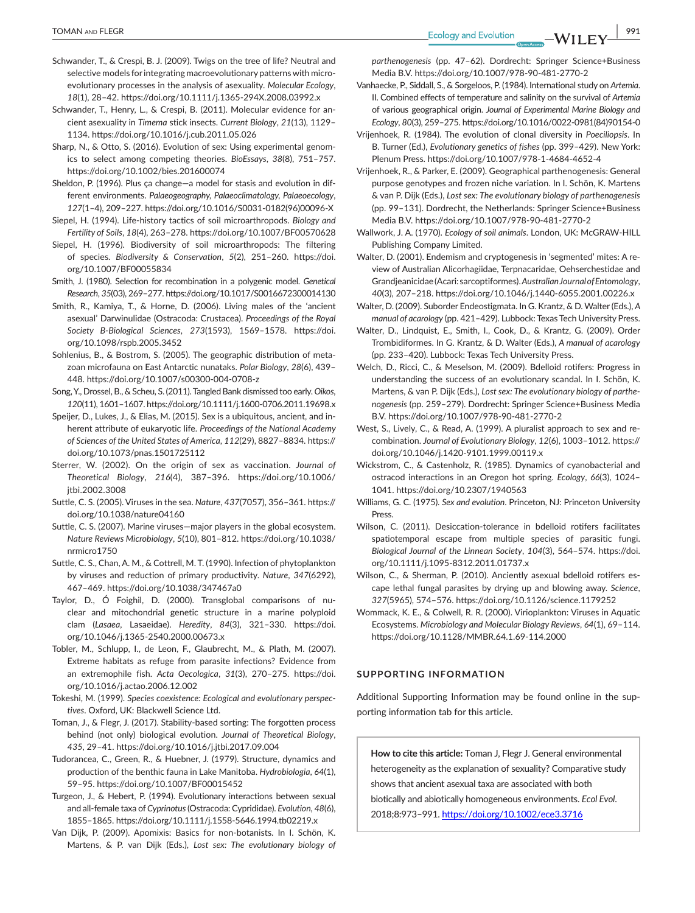Schwander, T., & Crespi, B. J. (2009). Twigs on the tree of life? Neutral and selective models for integrating macroevolutionary patterns with microevolutionary processes in the analysis of asexuality. *Molecular Ecology*, *18*(1), 28–42. https://doi.org/10.1111/j.1365-294X.2008.03992.x

Schwander, T., Henry, L., & Crespi, B. (2011). Molecular evidence for ancient asexuality in *Timema* stick insects. *Current Biology*, *21*(13), 1129–1134. https://doi.org/10.1016/j.cub.2011.05.026

Sharp, N., & Otto, S. (2016). Evolution of sex: Using experimental genomics to select among competing theories. *BioEssays*, *38*(8), 751–757. https://doi.org/10.1002/bies.201600074

Sheldon, P. (1996). Plus ça change—a model for stasis and evolution in different environments. *Palaeogeography, Palaeoclimatology, Palaeoecology*, *127*(1–4), 209–227. https://doi.org/10.1016/S0031-0182(96)00096-X

Siepel, H. (1994). Life-history tactics of soil microarthropods. *Biology and Fertility of Soils*, *18*(4), 263–278. https://doi.org/10.1007/BF00570628

Siepel, H. (1996). Biodiversity of soil microarthropods: The filtering of species. *Biodiversity & Conservation*, *5*(2), 251–260. https://doi.org/10.1007/BF00055834

Smith, J. (1980). Selection for recombination in a polygenic model. *Genetical Research*, *35*(03), 269–277. https://doi.org/10.1017/S0016672300014130

Smith, R., Kamiya, T., & Horne, D. (2006). Living males of the 'ancient asexual' Darwinulidae (Ostracoda: Crustacea). *Proceedings of the Royal Society B-Biological Sciences*, *273*(1593), 1569–1578. https://doi.org/10.1098/rspb.2005.3452

Sohlenius, B., & Bostrom, S. (2005). The geographic distribution of metazoan microfauna on East Antarctic nunataks. *Polar Biology*, *28*(6), 439–448. https://doi.org/10.1007/s00300-004-0708-z

Song, Y., Drossel, B., & Scheu, S. (2011). Tangled Bank dismissed too early. *Oikos*, *120*(11), 1601–1607. https://doi.org/10.1111/j.1600-0706.2011.19698.x

Speijer, D., Lukes, J., & Elias, M. (2015). Sex is a ubiquitous, ancient, and inherent attribute of eukaryotic life. *Proceedings of the National Academy of Sciences of the United States of America*, *112*(29), 8827–8834. https://doi.org/10.1073/pnas.1501725112

Sterrer, W. (2002). On the origin of sex as vaccination. *Journal of Theoretical Biology*, *216*(4), 387–396. https://doi.org/10.1006/jtbi.2002.3008

Suttle, C. S. (2005). Viruses in the sea. *Nature*, *437*(7057), 356–361. https://doi.org/10.1038/nature04160

Suttle, C. S. (2007). Marine viruses—major players in the global ecosystem. *Nature Reviews Microbiology*, *5*(10), 801–812. https://doi.org/10.1038/nrmicro1750

Suttle, C. S., Chan, A. M., & Cottrell, M. T. (1990). Infection of phytoplankton by viruses and reduction of primary productivity. *Nature*, *347*(6292), 467–469. https://doi.org/10.1038/347467a0

Taylor, D., Ó Foighil, D. (2000). Transglobal comparisons of nuclear and mitochondrial genetic structure in a marine polyploid clam (*Lasaea*, Lasaeidae). *Heredity*, *84*(3), 321–330. https://doi.org/10.1046/j.1365-2540.2000.00673.x

Tobler, M., Schlupp, I., de Leon, F., Glaubrecht, M., & Plath, M. (2007). Extreme habitats as refuge from parasite infections? Evidence from an extremophile fish. *Acta Oecologica*, *31*(3), 270–275. https://doi.org/10.1016/j.actao.2006.12.002

Tokeshi, M. (1999). *Species coexistence: Ecological and evolutionary perspectives*. Oxford, UK: Blackwell Science Ltd.

Toman, J., & Flegr, J. (2017). Stability-based sorting: The forgotten process behind (not only) biological evolution. *Journal of Theoretical Biology*, *435*, 29–41. https://doi.org/10.1016/j.jtbi.2017.09.004

Tudorancea, C., Green, R., & Huebner, J. (1979). Structure, dynamics and production of the benthic fauna in Lake Manitoba. *Hydrobiologia*, *64*(1), 59–95. https://doi.org/10.1007/BF00015452

Turgeon, J., & Hebert, P. (1994). Evolutionary interactions between sexual and all-female taxa of *Cyprinotus* (Ostracoda: Cyprididae). *Evolution*, *48*(6), 1855–1865. https://doi.org/10.1111/j.1558-5646.1994.tb02219.x

Van Dijk, P. (2009). Apomixis: Basics for non-botanists. In I. Schön, K. Martens, & P. van Dijk (Eds.), *Lost sex: The evolutionary biology of parthenogenesis* (pp. 47–62). Dordrecht: Springer Science+Business Media B.V. https://doi.org/10.1007/978-90-481-2770-2

Vanhaecke, P., Siddall, S., & Sorgeloos, P. (1984). International study on *Artemia*. II. Combined effects of temperature and salinity on the survival of *Artemia* of various geographical origin. *Journal of Experimental Marine Biology and Ecology*, *80*(3), 259–275. https://doi.org/10.1016/0022-0981(84)90154-0

Vrijenhoek, R. (1984). The evolution of clonal diversity in *Poeciliopsis*. In B. Turner (Ed.), *Evolutionary genetics of fishes* (pp. 399–429). New York: Plenum Press. https://doi.org/10.1007/978-1-4684-4652-4

Vrijenhoek, R., & Parker, E. (2009). Geographical parthenogenesis: General purpose genotypes and frozen niche variation. In I. Schön, K. Martens & van P. Dijk (Eds.), *Lost sex: The evolutionary biology of parthenogenesis* (pp. 99–131). Dordrecht, the Netherlands: Springer Science+Business Media B.V. https://doi.org/10.1007/978-90-481-2770-2

Wallwork, J. A. (1970). *Ecology of soil animals*. London, UK: McGRAW-HILL Publishing Company Limited.

Walter, D. (2001). Endemism and cryptogenesis in 'segmented' mites: A review of Australian Alicorhagiidae, Terpnacaridae, Oehserchestidae and Grandjeanicidae (Acari: sarcoptiformes). *Australian Journal of Entomology*, *40*(3), 207–218. https://doi.org/10.1046/j.1440-6055.2001.00226.x

Walter, D. (2009). Suborder Endeostigmata. In G. Krantz, & D. Walter (Eds.), *A manual of acarology* (pp. 421–429). Lubbock: Texas Tech University Press.

Walter, D., Lindquist, E., Smith, I., Cook, D., & Krantz, G. (2009). Order Trombidiformes. In G. Krantz, & D. Walter (Eds.), *A manual of acarology* (pp. 233–420). Lubbock: Texas Tech University Press.

Welch, D., Ricci, C., & Meselson, M. (2009). Bdelloid rotifers: Progress in understanding the success of an evolutionary scandal. In I. Schön, K. Martens, & van P. Dijk (Eds.), *Lost sex: The evolutionary biology of parthenogenesis* (pp. 259–279). Dordrecht: Springer Science+Business Media B.V. https://doi.org/10.1007/978-90-481-2770-2

West, S., Lively, C., & Read, A. (1999). A pluralist approach to sex and recombination. *Journal of Evolutionary Biology*, *12*(6), 1003–1012. https://doi.org/10.1046/j.1420-9101.1999.00119.x

Wickstrom, C., & Castenholz, R. (1985). Dynamics of cyanobacterial and ostracod interactions in an Oregon hot spring. *Ecology*, *66*(3), 1024–1041. https://doi.org/10.2307/1940563

Williams, G. C. (1975). *Sex and evolution*. Princeton, NJ: Princeton University Press.

Wilson, C. (2011). Desiccation-tolerance in bdelloid rotifers facilitates spatiotemporal escape from multiple species of parasitic fungi. *Biological Journal of the Linnean Society*, *104*(3), 564–574. https://doi.org/10.1111/j.1095-8312.2011.01737.x

Wilson, C., & Sherman, P. (2010). Anciently asexual bdelloid rotifers escape lethal fungal parasites by drying up and blowing away. *Science*, *327*(5965), 574–576. https://doi.org/10.1126/science.1179252

Wommack, K. E., & Colwell, R. R. (2000). Virioplankton: Viruses in Aquatic Ecosystems. *Microbiology and Molecular Biology Reviews*, *64*(1), 69–114. https://doi.org/10.1128/MMBR.64.1.69-114.2000

## SUPPORTING INFORMATION

Additional Supporting Information may be found online in the supporting information tab for this article.

**How to cite this article:** Toman J, Flegr J. General environmental heterogeneity as the explanation of sexuality? Comparative study shows that ancient asexual taxa are associated with both biotically and abiotically homogeneous environments. *Ecol Evol*. 2018;8:973–991. https://doi.org/10.1002/ece3.3716